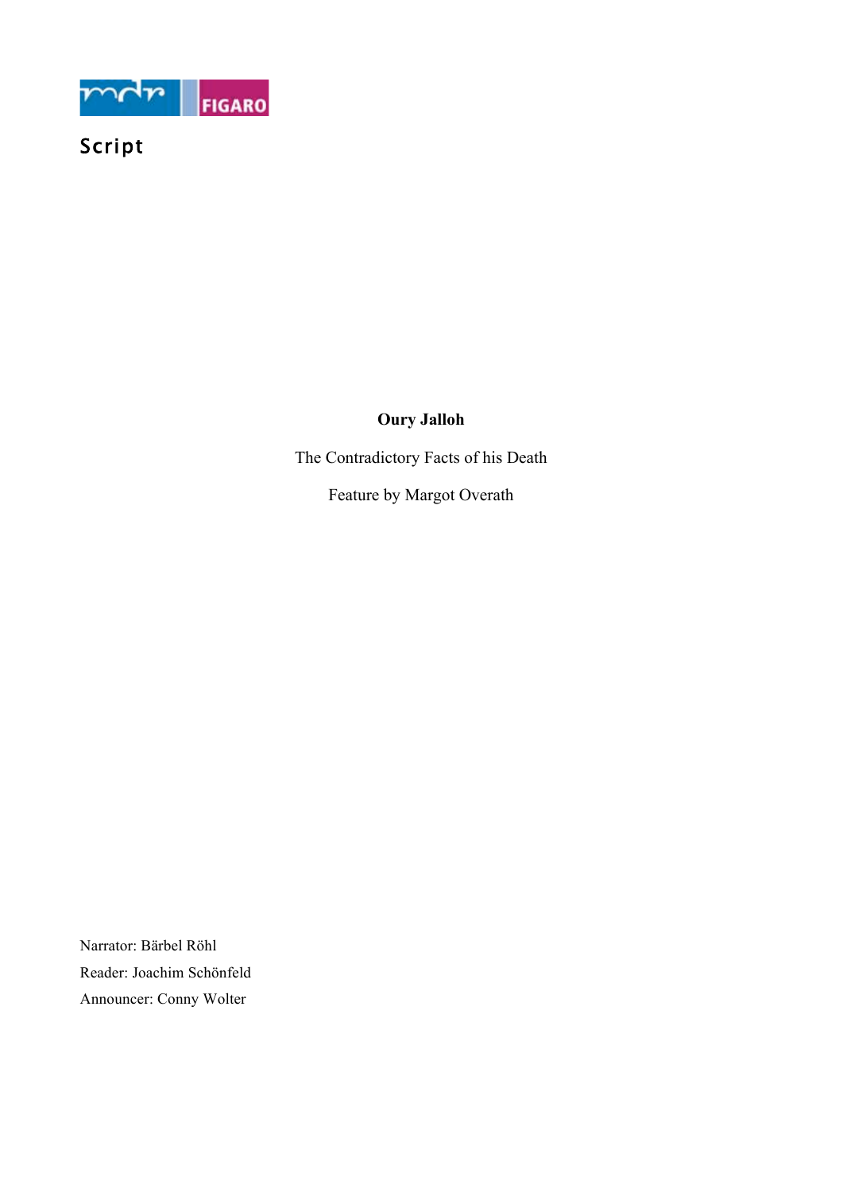mdr FIGARO

Script

# Oury Jalloh

The Contradictory Facts of his Death

Feature by Margot Overath

Narrator: Bärbel Röhl

Reader: Joachim Schönfeld

Announcer: Conny Wolter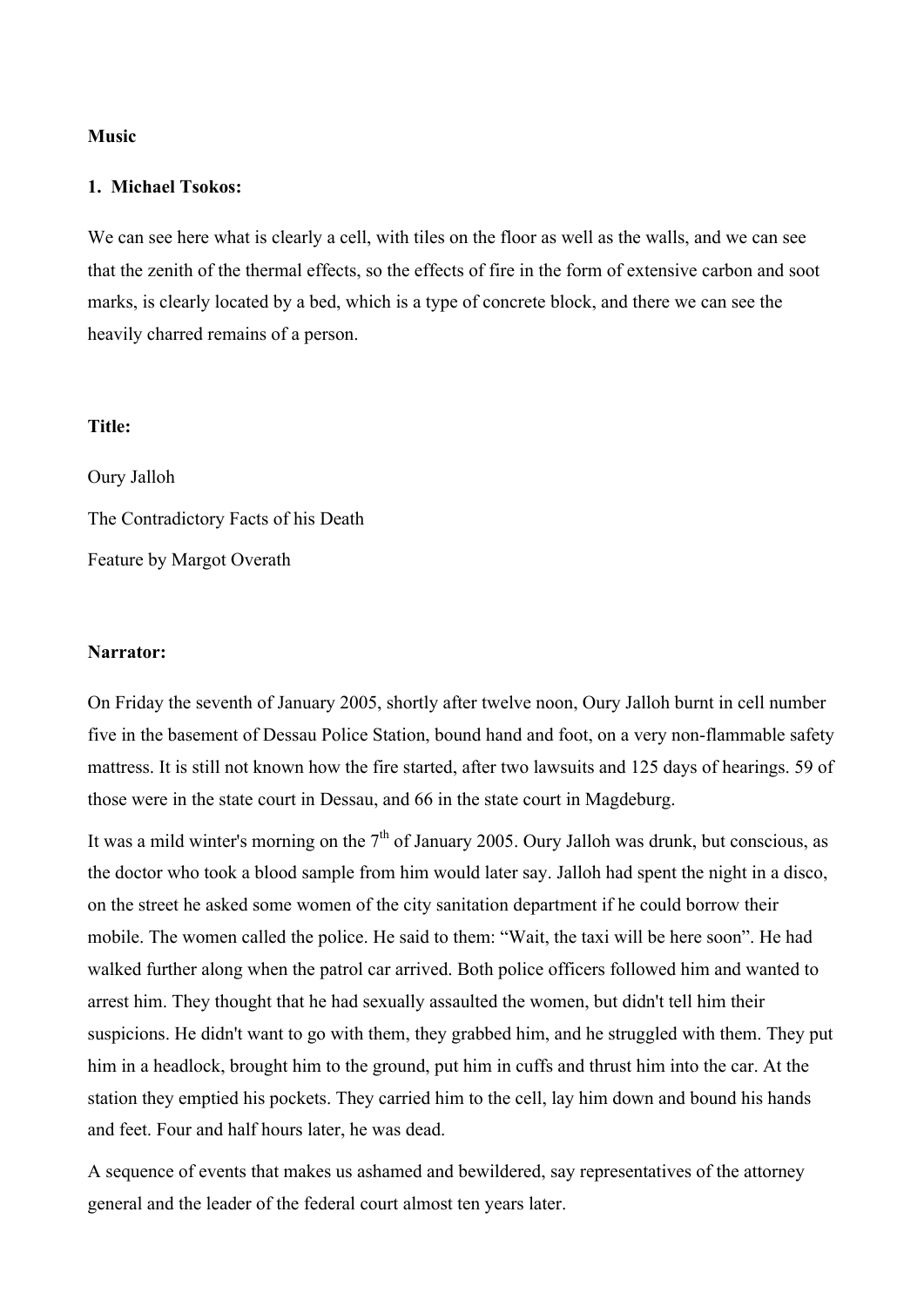**Music**

**1. Michael Tsokos:**

We can see here what is clearly a cell, with tiles on the floor as well as the walls, and we can see that the zenith of the thermal effects, so the effects of fire in the form of extensive carbon and soot marks, is clearly located by a bed, which is a type of concrete block, and there we can see the heavily charred remains of a person.

**Title:**

Oury Jalloh

The Contradictory Facts of his Death

Feature by Margot Overath

**Narrator:**

On Friday the seventh of January 2005, shortly after twelve noon, Oury Jalloh burnt in cell number five in the basement of Dessau Police Station, bound hand and foot, on a very non-flammable safety mattress. It is still not known how the fire started, after two lawsuits and 125 days of hearings. 59 of those were in the state court in Dessau, and 66 in the state court in Magdeburg.

It was a mild winter's morning on the 7th of January 2005. Oury Jalloh was drunk, but conscious, as the doctor who took a blood sample from him would later say. Jalloh had spent the night in a disco, on the street he asked some women of the city sanitation department if he could borrow their mobile. The women called the police. He said to them: "Wait, the taxi will be here soon". He had walked further along when the patrol car arrived. Both police officers followed him and wanted to arrest him. They thought that he had sexually assaulted the women, but didn't tell him their suspicions. He didn't want to go with them, they grabbed him, and he struggled with them. They put him in a headlock, brought him to the ground, put him in cuffs and thrust him into the car. At the station they emptied his pockets. They carried him to the cell, lay him down and bound his hands and feet. Four and half hours later, he was dead.

A sequence of events that makes us ashamed and bewildered, say representatives of the attorney general and the leader of the federal court almost ten years later.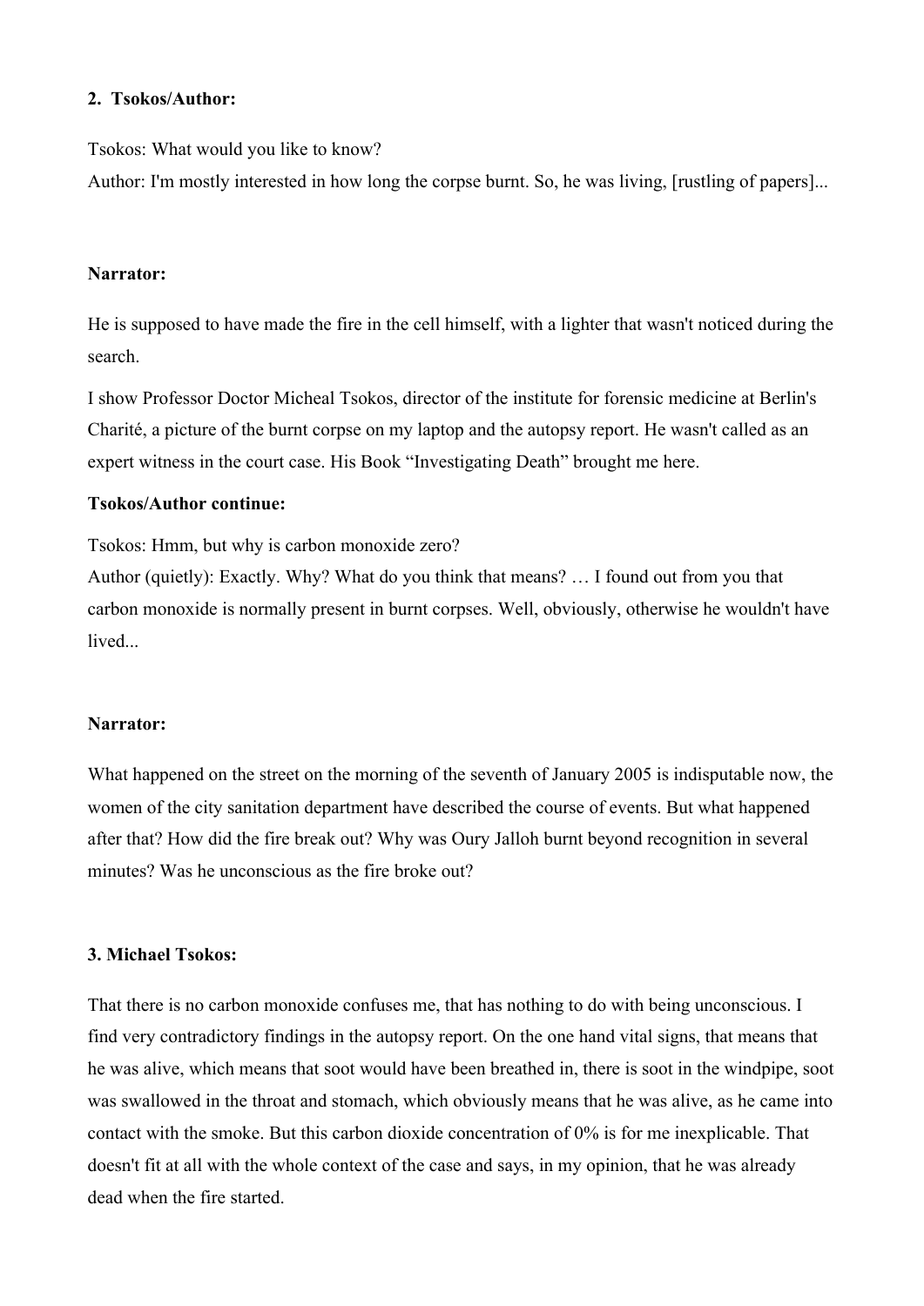**2. Tsokos/Author:**

Tsokos: What would you like to know?
Author: I'm mostly interested in how long the corpse burnt. So, he was living, [rustling of papers]...

**Narrator:**

He is supposed to have made the fire in the cell himself, with a lighter that wasn't noticed during the search.

I show Professor Doctor Micheal Tsokos, director of the institute for forensic medicine at Berlin's Charité, a picture of the burnt corpse on my laptop and the autopsy report. He wasn't called as an expert witness in the court case. His Book "Investigating Death" brought me here.

**Tsokos/Author continue:**

Tsokos: Hmm, but why is carbon monoxide zero?
Author (quietly): Exactly. Why? What do you think that means? … I found out from you that carbon monoxide is normally present in burnt corpses. Well, obviously, otherwise he wouldn't have lived...

**Narrator:**

What happened on the street on the morning of the seventh of January 2005 is indisputable now, the women of the city sanitation department have described the course of events. But what happened after that? How did the fire break out? Why was Oury Jalloh burnt beyond recognition in several minutes? Was he unconscious as the fire broke out?

**3. Michael Tsokos:**

That there is no carbon monoxide confuses me, that has nothing to do with being unconscious. I find very contradictory findings in the autopsy report. On the one hand vital signs, that means that he was alive, which means that soot would have been breathed in, there is soot in the windpipe, soot was swallowed in the throat and stomach, which obviously means that he was alive, as he came into contact with the smoke. But this carbon dioxide concentration of 0% is for me inexplicable. That doesn't fit at all with the whole context of the case and says, in my opinion, that he was already dead when the fire started.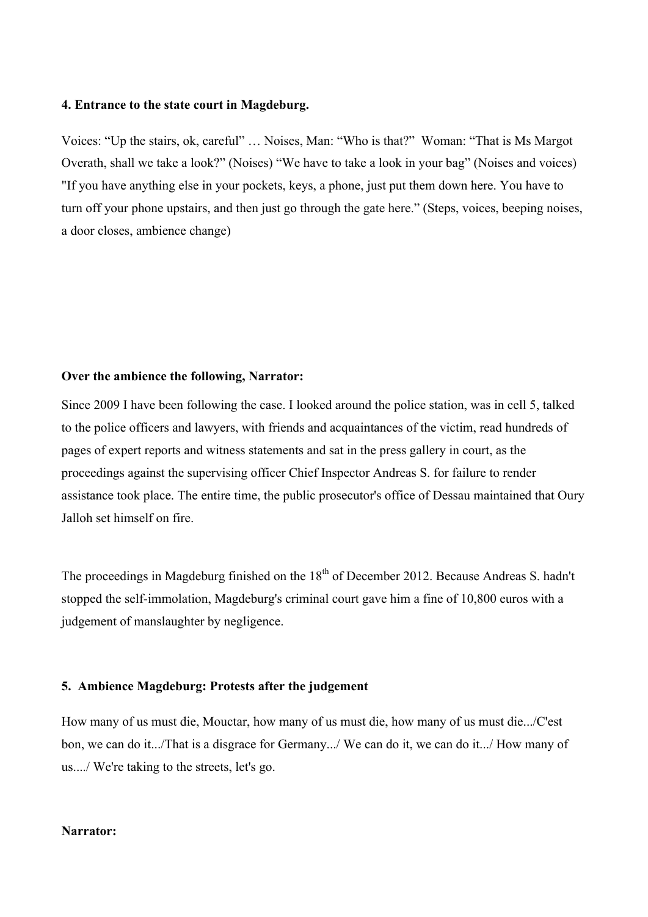**4. Entrance to the state court in Magdeburg.**

Voices: "Up the stairs, ok, careful" … Noises, Man: "Who is that?" Woman: "That is Ms Margot Overath, shall we take a look?" (Noises) "We have to take a look in your bag" (Noises and voices) "If you have anything else in your pockets, keys, a phone, just put them down here. You have to turn off your phone upstairs, and then just go through the gate here." (Steps, voices, beeping noises, a door closes, ambience change)

**Over the ambience the following, Narrator:**

Since 2009 I have been following the case. I looked around the police station, was in cell 5, talked to the police officers and lawyers, with friends and acquaintances of the victim, read hundreds of pages of expert reports and witness statements and sat in the press gallery in court, as the proceedings against the supervising officer Chief Inspector Andreas S. for failure to render assistance took place. The entire time, the public prosecutor's office of Dessau maintained that Oury Jalloh set himself on fire.

The proceedings in Magdeburg finished on the 18th of December 2012. Because Andreas S. hadn't stopped the self-immolation, Magdeburg's criminal court gave him a fine of 10,800 euros with a judgement of manslaughter by negligence.

**5. Ambience Magdeburg: Protests after the judgement**

How many of us must die, Mouctar, how many of us must die, how many of us must die.../C'est bon, we can do it.../That is a disgrace for Germany.../ We can do it, we can do it.../ How many of us..../ We're taking to the streets, let's go.

**Narrator:**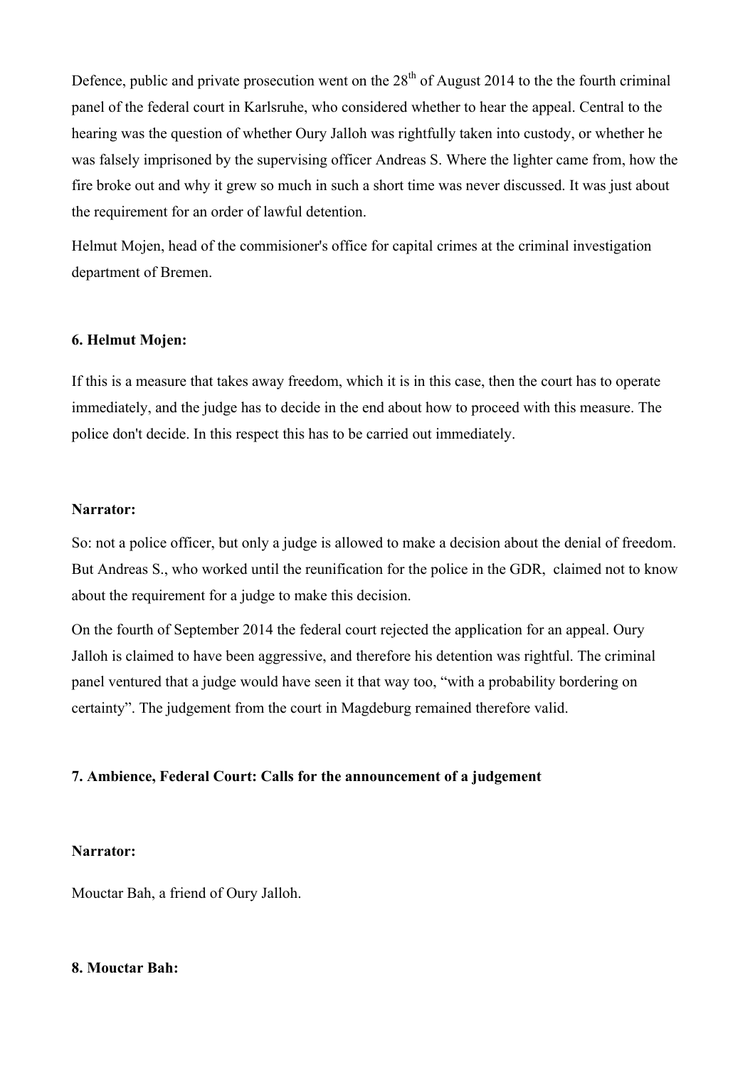Defence, public and private prosecution went on the 28th of August 2014 to the the fourth criminal panel of the federal court in Karlsruhe, who considered whether to hear the appeal. Central to the hearing was the question of whether Oury Jalloh was rightfully taken into custody, or whether he was falsely imprisoned by the supervising officer Andreas S. Where the lighter came from, how the fire broke out and why it grew so much in such a short time was never discussed. It was just about the requirement for an order of lawful detention.

Helmut Mojen, head of the commisioner's office for capital crimes at the criminal investigation department of Bremen.

**6. Helmut Mojen:**

If this is a measure that takes away freedom, which it is in this case, then the court has to operate immediately, and the judge has to decide in the end about how to proceed with this measure. The police don't decide. In this respect this has to be carried out immediately.

**Narrator:**

So: not a police officer, but only a judge is allowed to make a decision about the denial of freedom. But Andreas S., who worked until the reunification for the police in the GDR, claimed not to know about the requirement for a judge to make this decision.

On the fourth of September 2014 the federal court rejected the application for an appeal. Oury Jalloh is claimed to have been aggressive, and therefore his detention was rightful. The criminal panel ventured that a judge would have seen it that way too, "with a probability bordering on certainty". The judgement from the court in Magdeburg remained therefore valid.

**7. Ambience, Federal Court: Calls for the announcement of a judgement**

**Narrator:**

Mouctar Bah, a friend of Oury Jalloh.

**8. Mouctar Bah:**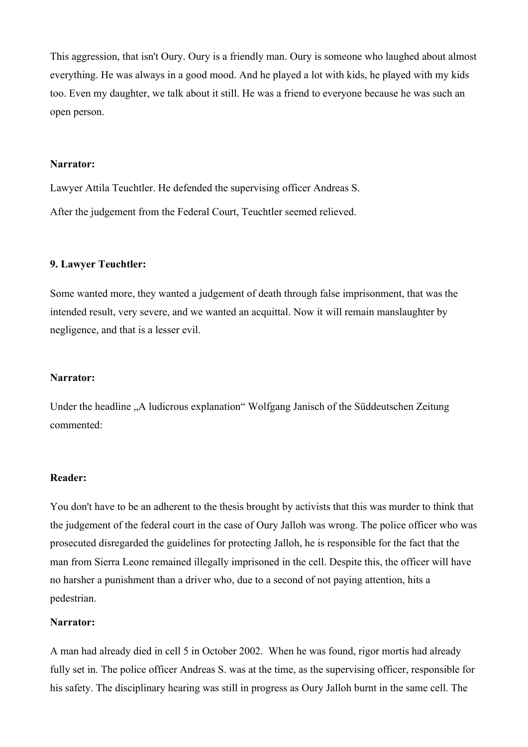This aggression, that isn't Oury. Oury is a friendly man. Oury is someone who laughed about almost everything. He was always in a good mood. And he played a lot with kids, he played with my kids too. Even my daughter, we talk about it still. He was a friend to everyone because he was such an open person.

**Narrator:**

Lawyer Attila Teuchtler. He defended the supervising officer Andreas S.

After the judgement from the Federal Court, Teuchtler seemed relieved.

**9. Lawyer Teuchtler:**

Some wanted more, they wanted a judgement of death through false imprisonment, that was the intended result, very severe, and we wanted an acquittal. Now it will remain manslaughter by negligence, and that is a lesser evil.

**Narrator:**

Under the headline „A ludicrous explanation" Wolfgang Janisch of the Süddeutschen Zeitung commented:

**Reader:**

You don't have to be an adherent to the thesis brought by activists that this was murder to think that the judgement of the federal court in the case of Oury Jalloh was wrong. The police officer who was prosecuted disregarded the guidelines for protecting Jalloh, he is responsible for the fact that the man from Sierra Leone remained illegally imprisoned in the cell. Despite this, the officer will have no harsher a punishment than a driver who, due to a second of not paying attention, hits a pedestrian.

**Narrator:**

A man had already died in cell 5 in October 2002. When he was found, rigor mortis had already fully set in. The police officer Andreas S. was at the time, as the supervising officer, responsible for his safety. The disciplinary hearing was still in progress as Oury Jalloh burnt in the same cell. The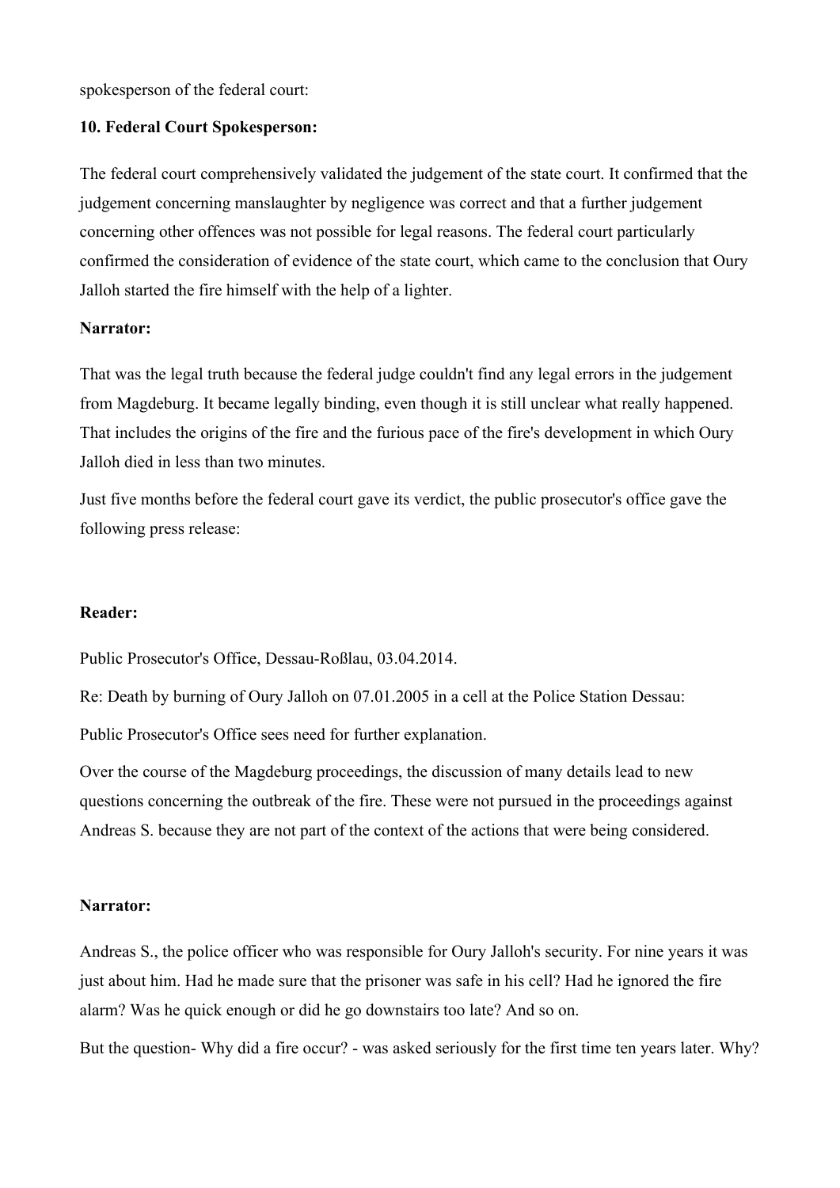spokesperson of the federal court:

**10. Federal Court Spokesperson:**

The federal court comprehensively validated the judgement of the state court. It confirmed that the judgement concerning manslaughter by negligence was correct and that a further judgement concerning other offences was not possible for legal reasons. The federal court particularly confirmed the consideration of evidence of the state court, which came to the conclusion that Oury Jalloh started the fire himself with the help of a lighter.

**Narrator:**

That was the legal truth because the federal judge couldn't find any legal errors in the judgement from Magdeburg. It became legally binding, even though it is still unclear what really happened. That includes the origins of the fire and the furious pace of the fire's development in which Oury Jalloh died in less than two minutes.

Just five months before the federal court gave its verdict, the public prosecutor's office gave the following press release:

**Reader:**

Public Prosecutor's Office, Dessau-Roßlau, 03.04.2014.

Re: Death by burning of Oury Jalloh on 07.01.2005 in a cell at the Police Station Dessau:

Public Prosecutor's Office sees need for further explanation.

Over the course of the Magdeburg proceedings, the discussion of many details lead to new questions concerning the outbreak of the fire. These were not pursued in the proceedings against Andreas S. because they are not part of the context of the actions that were being considered.

**Narrator:**

Andreas S., the police officer who was responsible for Oury Jalloh's security. For nine years it was just about him. Had he made sure that the prisoner was safe in his cell? Had he ignored the fire alarm? Was he quick enough or did he go downstairs too late? And so on.

But the question- Why did a fire occur? - was asked seriously for the first time ten years later. Why?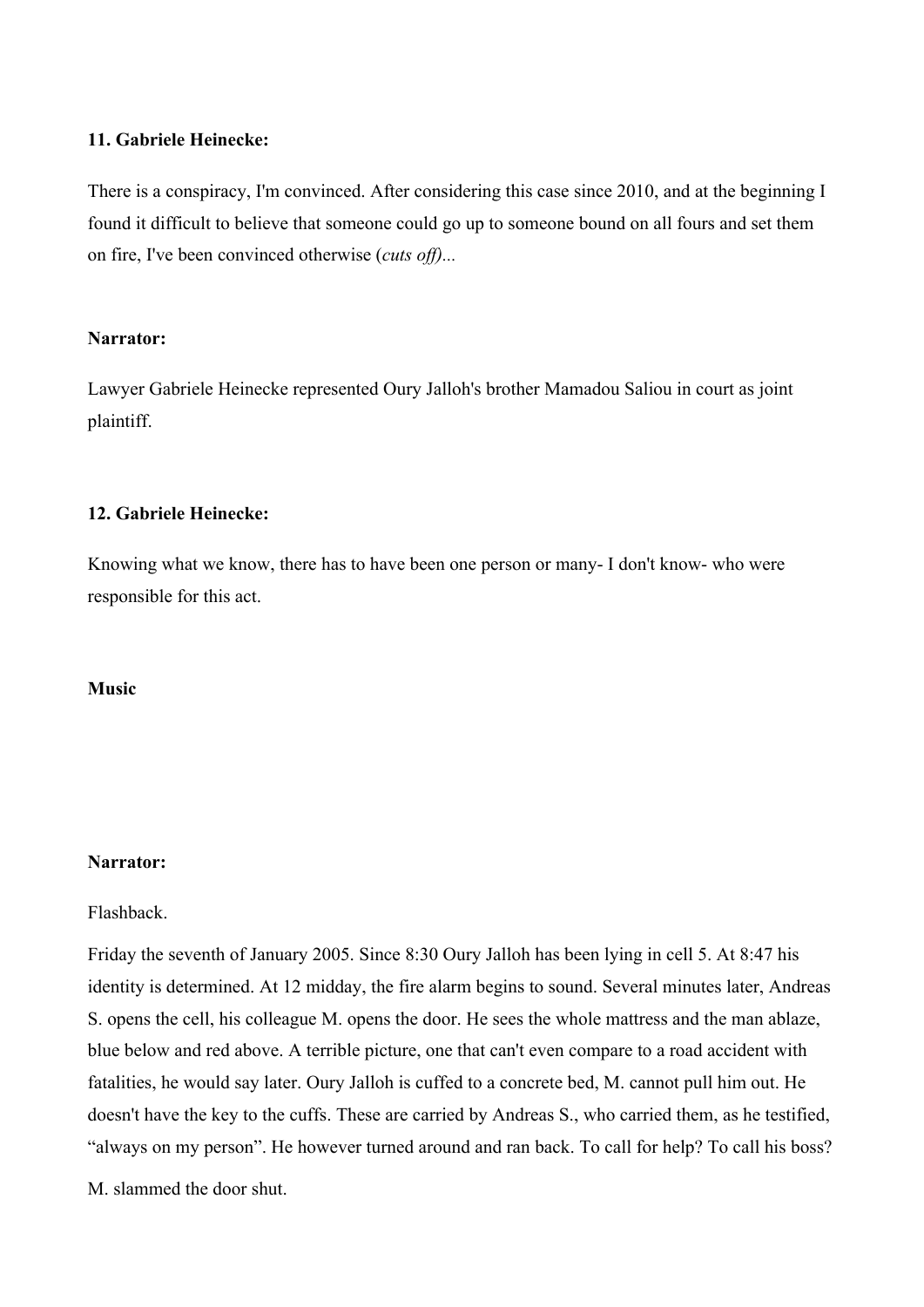**11. Gabriele Heinecke:**

There is a conspiracy, I'm convinced. After considering this case since 2010, and at the beginning I found it difficult to believe that someone could go up to someone bound on all fours and set them on fire, I've been convinced otherwise (*cuts off)...*

**Narrator:**

Lawyer Gabriele Heinecke represented Oury Jalloh's brother Mamadou Saliou in court as joint plaintiff.

**12. Gabriele Heinecke:**

Knowing what we know, there has to have been one person or many- I don't know- who were responsible for this act.

**Music**

**Narrator:**

Flashback.

Friday the seventh of January 2005. Since 8:30 Oury Jalloh has been lying in cell 5. At 8:47 his identity is determined. At 12 midday, the fire alarm begins to sound. Several minutes later, Andreas S. opens the cell, his colleague M. opens the door. He sees the whole mattress and the man ablaze, blue below and red above. A terrible picture, one that can't even compare to a road accident with fatalities, he would say later. Oury Jalloh is cuffed to a concrete bed, M. cannot pull him out. He doesn't have the key to the cuffs. These are carried by Andreas S., who carried them, as he testified, "always on my person". He however turned around and ran back. To call for help? To call his boss?

M. slammed the door shut.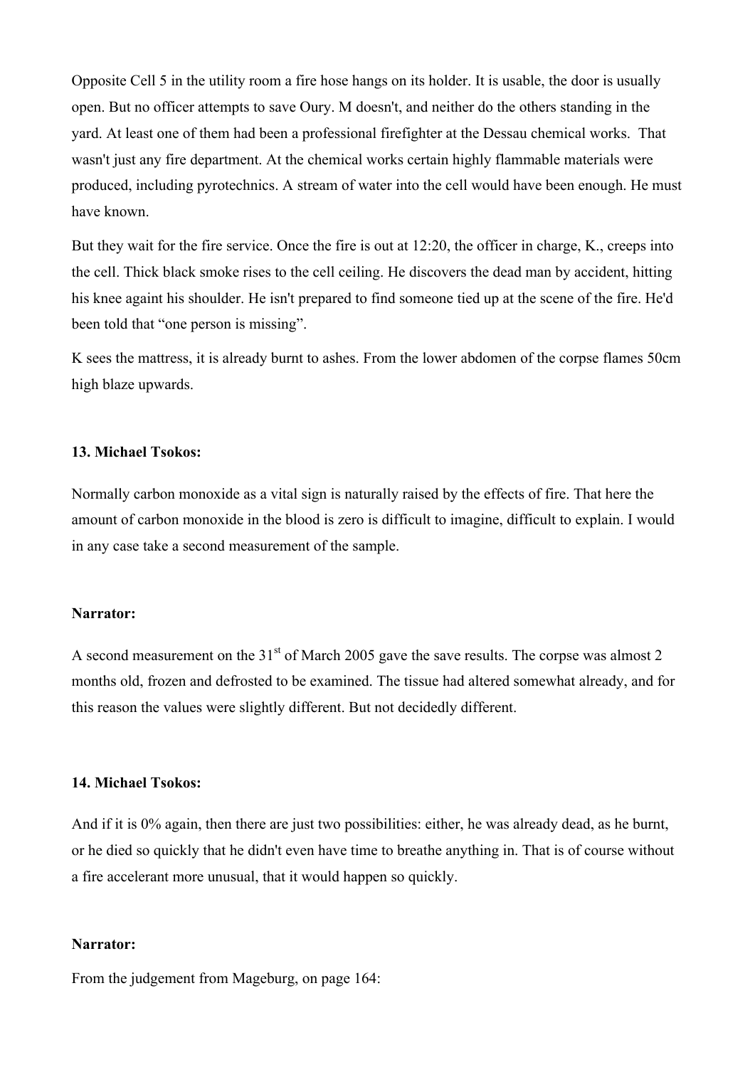Opposite Cell 5 in the utility room a fire hose hangs on its holder. It is usable, the door is usually open. But no officer attempts to save Oury. M doesn't, and neither do the others standing in the yard. At least one of them had been a professional firefighter at the Dessau chemical works. That wasn't just any fire department. At the chemical works certain highly flammable materials were produced, including pyrotechnics. A stream of water into the cell would have been enough. He must have known.

But they wait for the fire service. Once the fire is out at 12:20, the officer in charge, K., creeps into the cell. Thick black smoke rises to the cell ceiling. He discovers the dead man by accident, hitting his knee againt his shoulder. He isn't prepared to find someone tied up at the scene of the fire. He'd been told that "one person is missing".

K sees the mattress, it is already burnt to ashes. From the lower abdomen of the corpse flames 50cm high blaze upwards.

**13. Michael Tsokos:**

Normally carbon monoxide as a vital sign is naturally raised by the effects of fire. That here the amount of carbon monoxide in the blood is zero is difficult to imagine, difficult to explain. I would in any case take a second measurement of the sample.

**Narrator:**

A second measurement on the 31st of March 2005 gave the save results. The corpse was almost 2 months old, frozen and defrosted to be examined. The tissue had altered somewhat already, and for this reason the values were slightly different. But not decidedly different.

**14. Michael Tsokos:**

And if it is 0% again, then there are just two possibilities: either, he was already dead, as he burnt, or he died so quickly that he didn't even have time to breathe anything in. That is of course without a fire accelerant more unusual, that it would happen so quickly.

**Narrator:**

From the judgement from Mageburg, on page 164: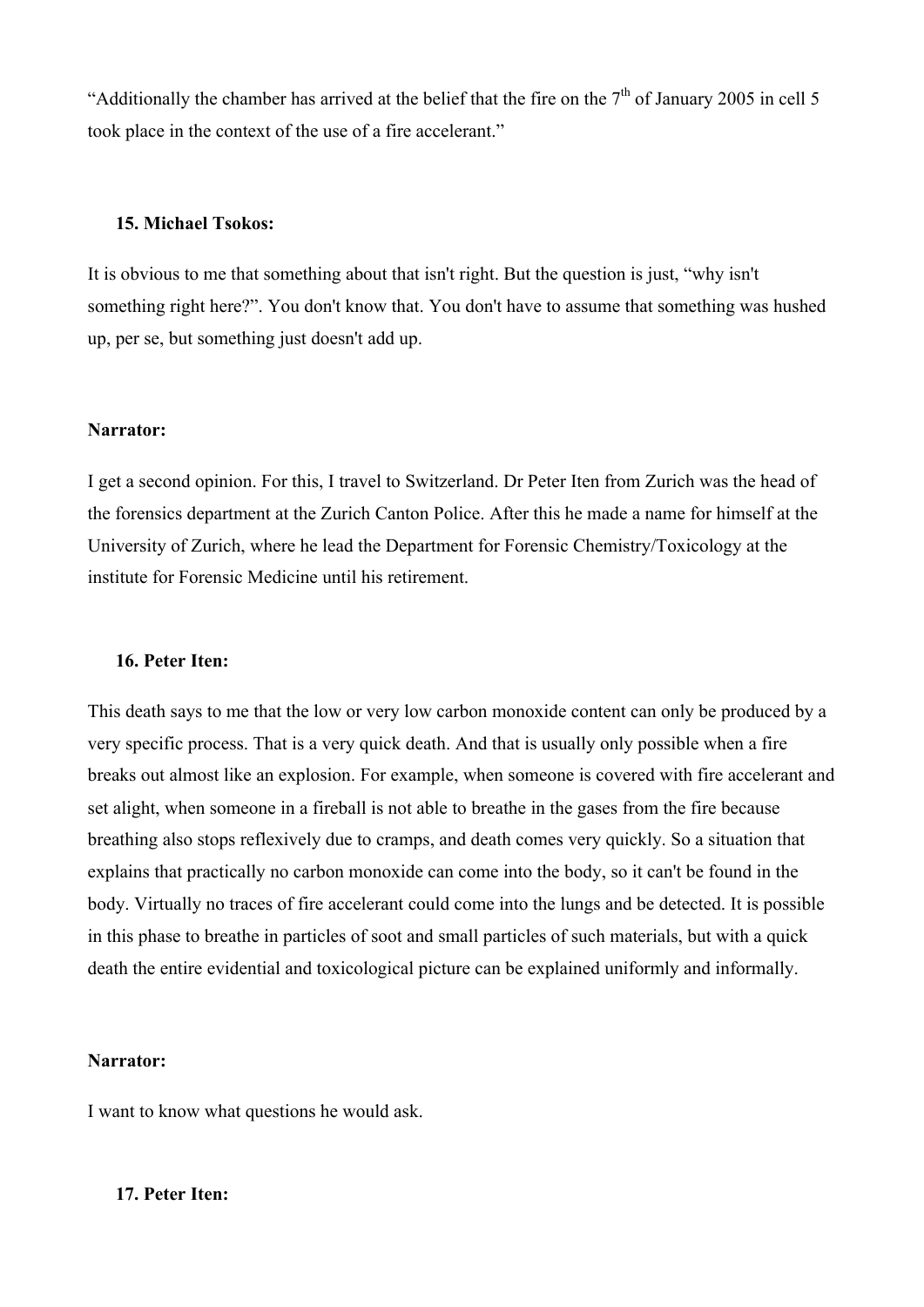"Additionally the chamber has arrived at the belief that the fire on the 7th of January 2005 in cell 5 took place in the context of the use of a fire accelerant."

**15. Michael Tsokos:**

It is obvious to me that something about that isn't right. But the question is just, "why isn't something right here?". You don't know that. You don't have to assume that something was hushed up, per se, but something just doesn't add up.

**Narrator:**

I get a second opinion. For this, I travel to Switzerland. Dr Peter Iten from Zurich was the head of the forensics department at the Zurich Canton Police. After this he made a name for himself at the University of Zurich, where he lead the Department for Forensic Chemistry/Toxicology at the institute for Forensic Medicine until his retirement.

**16. Peter Iten:**

This death says to me that the low or very low carbon monoxide content can only be produced by a very specific process. That is a very quick death. And that is usually only possible when a fire breaks out almost like an explosion. For example, when someone is covered with fire accelerant and set alight, when someone in a fireball is not able to breathe in the gases from the fire because breathing also stops reflexively due to cramps, and death comes very quickly. So a situation that explains that practically no carbon monoxide can come into the body, so it can't be found in the body. Virtually no traces of fire accelerant could come into the lungs and be detected. It is possible in this phase to breathe in particles of soot and small particles of such materials, but with a quick death the entire evidential and toxicological picture can be explained uniformly and informally.

**Narrator:**

I want to know what questions he would ask.

**17. Peter Iten:**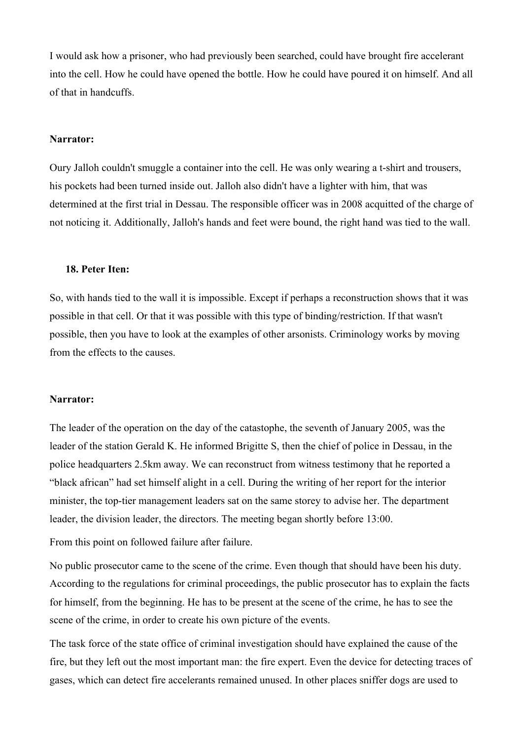I would ask how a prisoner, who had previously been searched, could have brought fire accelerant into the cell. How he could have opened the bottle. How he could have poured it on himself. And all of that in handcuffs.

**Narrator:**

Oury Jalloh couldn't smuggle a container into the cell. He was only wearing a t-shirt and trousers, his pockets had been turned inside out. Jalloh also didn't have a lighter with him, that was determined at the first trial in Dessau. The responsible officer was in 2008 acquitted of the charge of not noticing it. Additionally, Jalloh's hands and feet were bound, the right hand was tied to the wall.

18. **Peter Iten:**

So, with hands tied to the wall it is impossible. Except if perhaps a reconstruction shows that it was possible in that cell. Or that it was possible with this type of binding/restriction. If that wasn't possible, then you have to look at the examples of other arsonists. Criminology works by moving from the effects to the causes.

**Narrator:**

The leader of the operation on the day of the catastophe, the seventh of January 2005, was the leader of the station Gerald K. He informed Brigitte S, then the chief of police in Dessau, in the police headquarters 2.5km away. We can reconstruct from witness testimony that he reported a "black african" had set himself alight in a cell. During the writing of her report for the interior minister, the top-tier management leaders sat on the same storey to advise her. The department leader, the division leader, the directors. The meeting began shortly before 13:00.

From this point on followed failure after failure.

No public prosecutor came to the scene of the crime. Even though that should have been his duty. According to the regulations for criminal proceedings, the public prosecutor has to explain the facts for himself, from the beginning. He has to be present at the scene of the crime, he has to see the scene of the crime, in order to create his own picture of the events.

The task force of the state office of criminal investigation should have explained the cause of the fire, but they left out the most important man: the fire expert. Even the device for detecting traces of gases, which can detect fire accelerants remained unused. In other places sniffer dogs are used to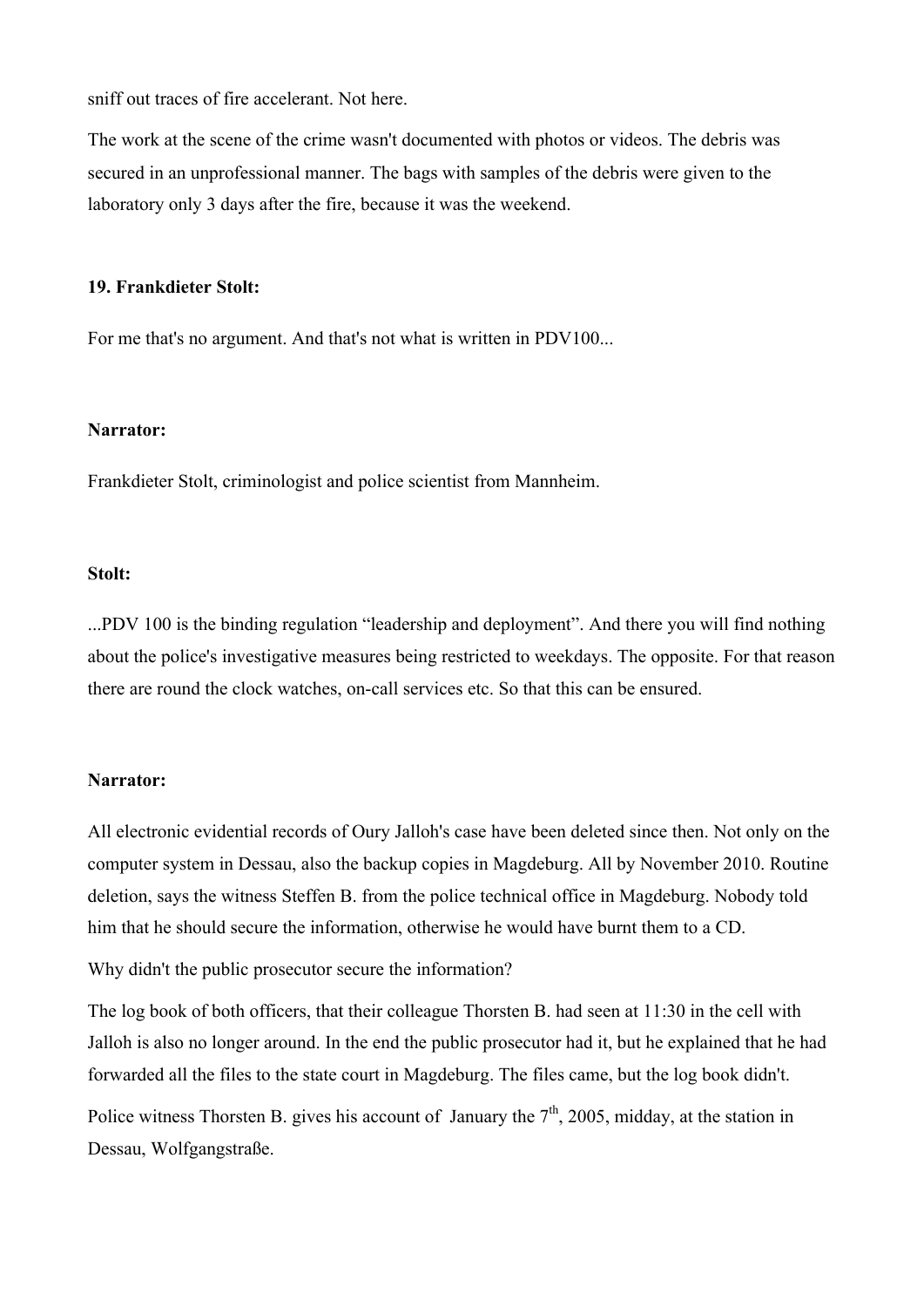sniff out traces of fire accelerant. Not here.

The work at the scene of the crime wasn't documented with photos or videos. The debris was secured in an unprofessional manner. The bags with samples of the debris were given to the laboratory only 3 days after the fire, because it was the weekend.

**19. Frankdieter Stolt:**

For me that's no argument. And that's not what is written in PDV100...

**Narrator:**

Frankdieter Stolt, criminologist and police scientist from Mannheim.

**Stolt:**

...PDV 100 is the binding regulation "leadership and deployment". And there you will find nothing about the police's investigative measures being restricted to weekdays. The opposite. For that reason there are round the clock watches, on-call services etc. So that this can be ensured.

**Narrator:**

All electronic evidential records of Oury Jalloh's case have been deleted since then. Not only on the computer system in Dessau, also the backup copies in Magdeburg. All by November 2010. Routine deletion, says the witness Steffen B. from the police technical office in Magdeburg. Nobody told him that he should secure the information, otherwise he would have burnt them to a CD.

Why didn't the public prosecutor secure the information?

The log book of both officers, that their colleague Thorsten B. had seen at 11:30 in the cell with Jalloh is also no longer around. In the end the public prosecutor had it, but he explained that he had forwarded all the files to the state court in Magdeburg. The files came, but the log book didn't.

Police witness Thorsten B. gives his account of January the 7th, 2005, midday, at the station in Dessau, Wolfgangstraße.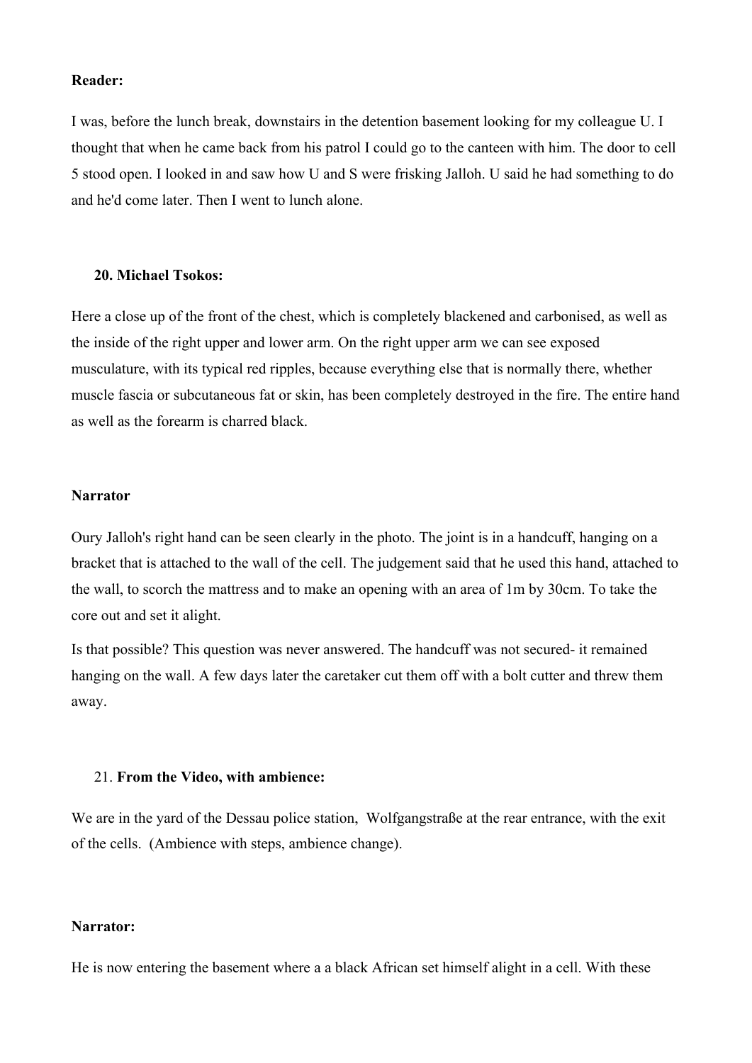**Reader:**

I was, before the lunch break, downstairs in the detention basement looking for my colleague U. I thought that when he came back from his patrol I could go to the canteen with him. The door to cell 5 stood open. I looked in and saw how U and S were frisking Jalloh. U said he had something to do and he'd come later. Then I went to lunch alone.

**20. Michael Tsokos:**

Here a close up of the front of the chest, which is completely blackened and carbonised, as well as the inside of the right upper and lower arm. On the right upper arm we can see exposed musculature, with its typical red ripples, because everything else that is normally there, whether muscle fascia or subcutaneous fat or skin, has been completely destroyed in the fire. The entire hand as well as the forearm is charred black.

**Narrator**

Oury Jalloh's right hand can be seen clearly in the photo. The joint is in a handcuff, hanging on a bracket that is attached to the wall of the cell. The judgement said that he used this hand, attached to the wall, to scorch the mattress and to make an opening with an area of 1m by 30cm. To take the core out and set it alight.

Is that possible? This question was never answered. The handcuff was not secured- it remained hanging on the wall. A few days later the caretaker cut them off with a bolt cutter and threw them away.

21. **From the Video, with ambience:**

We are in the yard of the Dessau police station, Wolfgangstraße at the rear entrance, with the exit of the cells. (Ambience with steps, ambience change).

**Narrator:**

He is now entering the basement where a a black African set himself alight in a cell. With these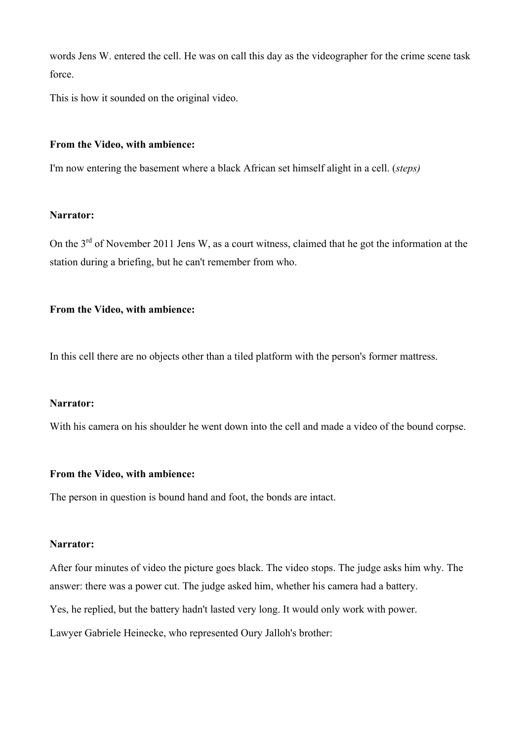words Jens W. entered the cell. He was on call this day as the videographer for the crime scene task force.

This is how it sounded on the original video.

**From the Video, with ambience:**

I'm now entering the basement where a black African set himself alight in a cell. (*steps)*

**Narrator:**

On the 3rd of November 2011 Jens W, as a court witness, claimed that he got the information at the station during a briefing, but he can't remember from who.

**From the Video, with ambience:**

In this cell there are no objects other than a tiled platform with the person's former mattress.

**Narrator:**

With his camera on his shoulder he went down into the cell and made a video of the bound corpse.

**From the Video, with ambience:**

The person in question is bound hand and foot, the bonds are intact.

**Narrator:**

After four minutes of video the picture goes black. The video stops. The judge asks him why. The answer: there was a power cut. The judge asked him, whether his camera had a battery.

Yes, he replied, but the battery hadn't lasted very long. It would only work with power.

Lawyer Gabriele Heinecke, who represented Oury Jalloh's brother: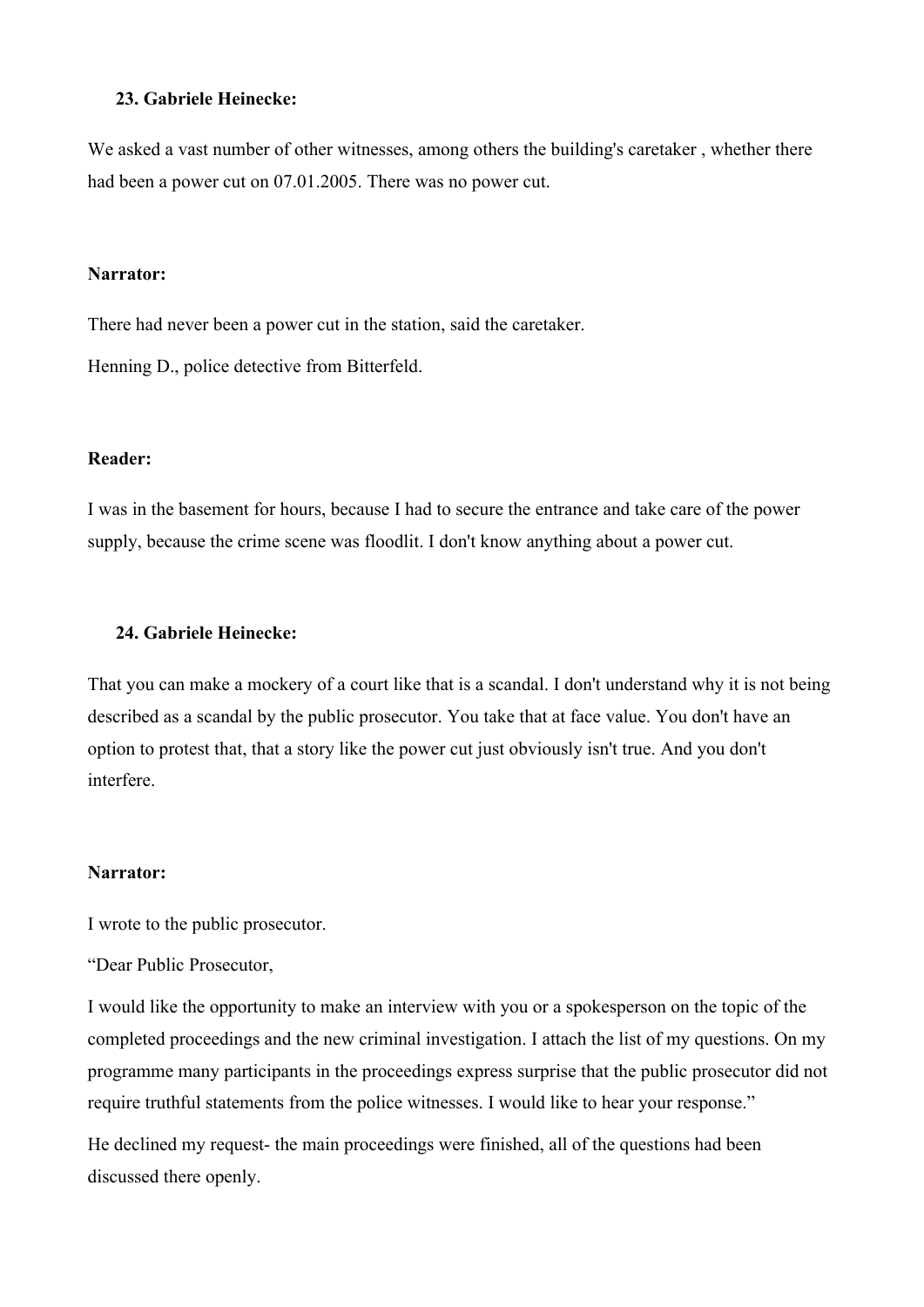**23. Gabriele Heinecke:**

We asked a vast number of other witnesses, among others the building's caretaker , whether there had been a power cut on 07.01.2005. There was no power cut.

**Narrator:**

There had never been a power cut in the station, said the caretaker.

Henning D., police detective from Bitterfeld.

**Reader:**

I was in the basement for hours, because I had to secure the entrance and take care of the power supply, because the crime scene was floodlit. I don't know anything about a power cut.

**24. Gabriele Heinecke:**

That you can make a mockery of a court like that is a scandal. I don't understand why it is not being described as a scandal by the public prosecutor. You take that at face value. You don't have an option to protest that, that a story like the power cut just obviously isn't true. And you don't interfere.

**Narrator:**

I wrote to the public prosecutor.

"Dear Public Prosecutor,

I would like the opportunity to make an interview with you or a spokesperson on the topic of the completed proceedings and the new criminal investigation. I attach the list of my questions. On my programme many participants in the proceedings express surprise that the public prosecutor did not require truthful statements from the police witnesses. I would like to hear your response."

He declined my request- the main proceedings were finished, all of the questions had been discussed there openly.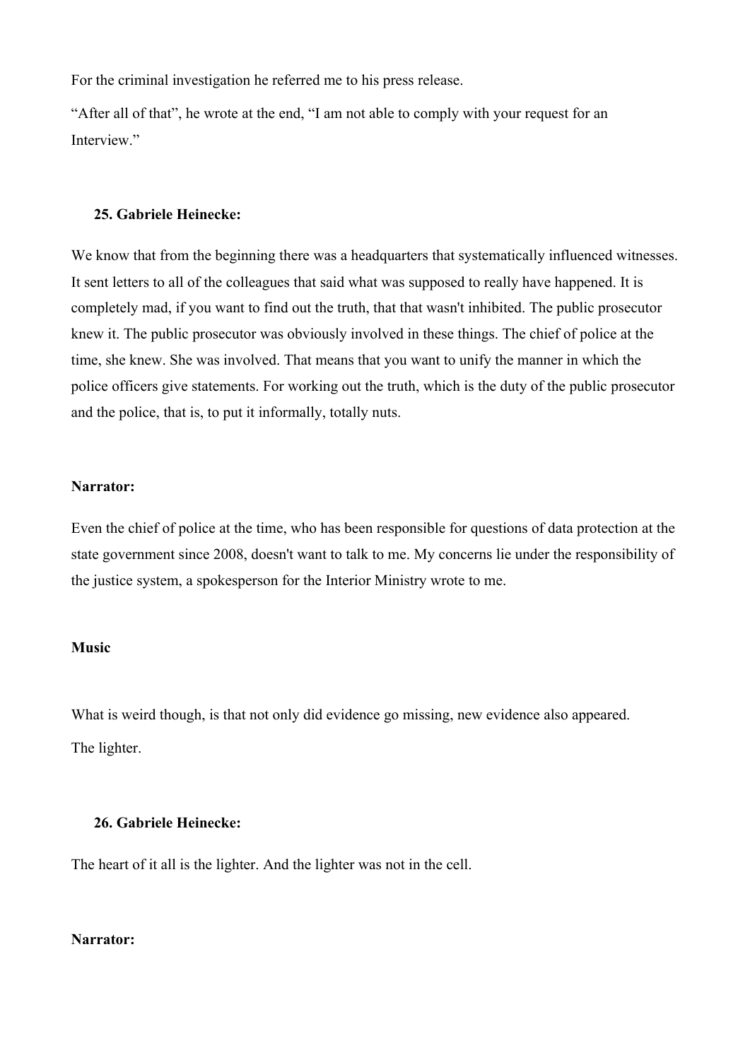For the criminal investigation he referred me to his press release.

“After all of that”, he wrote at the end, “I am not able to comply with your request for an Interview.”

**25. Gabriele Heinecke:**

We know that from the beginning there was a headquarters that systematically influenced witnesses. It sent letters to all of the colleagues that said what was supposed to really have happened. It is completely mad, if you want to find out the truth, that that wasn't inhibited. The public prosecutor knew it. The public prosecutor was obviously involved in these things. The chief of police at the time, she knew. She was involved. That means that you want to unify the manner in which the police officers give statements. For working out the truth, which is the duty of the public prosecutor and the police, that is, to put it informally, totally nuts.

**Narrator:**

Even the chief of police at the time, who has been responsible for questions of data protection at the state government since 2008, doesn't want to talk to me. My concerns lie under the responsibility of the justice system, a spokesperson for the Interior Ministry wrote to me.

**Music**

What is weird though, is that not only did evidence go missing, new evidence also appeared.

The lighter.

**26. Gabriele Heinecke:**

The heart of it all is the lighter. And the lighter was not in the cell.

**Narrator:**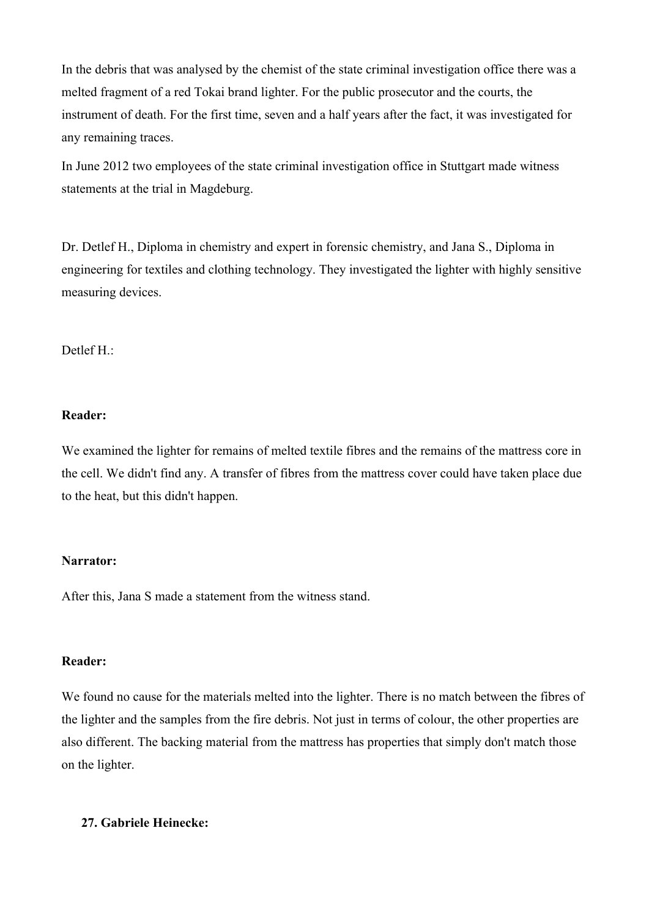In the debris that was analysed by the chemist of the state criminal investigation office there was a melted fragment of a red Tokai brand lighter. For the public prosecutor and the courts, the instrument of death. For the first time, seven and a half years after the fact, it was investigated for any remaining traces.

In June 2012 two employees of the state criminal investigation office in Stuttgart made witness statements at the trial in Magdeburg.

Dr. Detlef H., Diploma in chemistry and expert in forensic chemistry, and Jana S., Diploma in engineering for textiles and clothing technology. They investigated the lighter with highly sensitive measuring devices.

Detlef H.:

**Reader:**

We examined the lighter for remains of melted textile fibres and the remains of the mattress core in the cell. We didn't find any. A transfer of fibres from the mattress cover could have taken place due to the heat, but this didn't happen.

**Narrator:**

After this, Jana S made a statement from the witness stand.

**Reader:**

We found no cause for the materials melted into the lighter. There is no match between the fibres of the lighter and the samples from the fire debris. Not just in terms of colour, the other properties are also different. The backing material from the mattress has properties that simply don't match those on the lighter.

**27. Gabriele Heinecke:**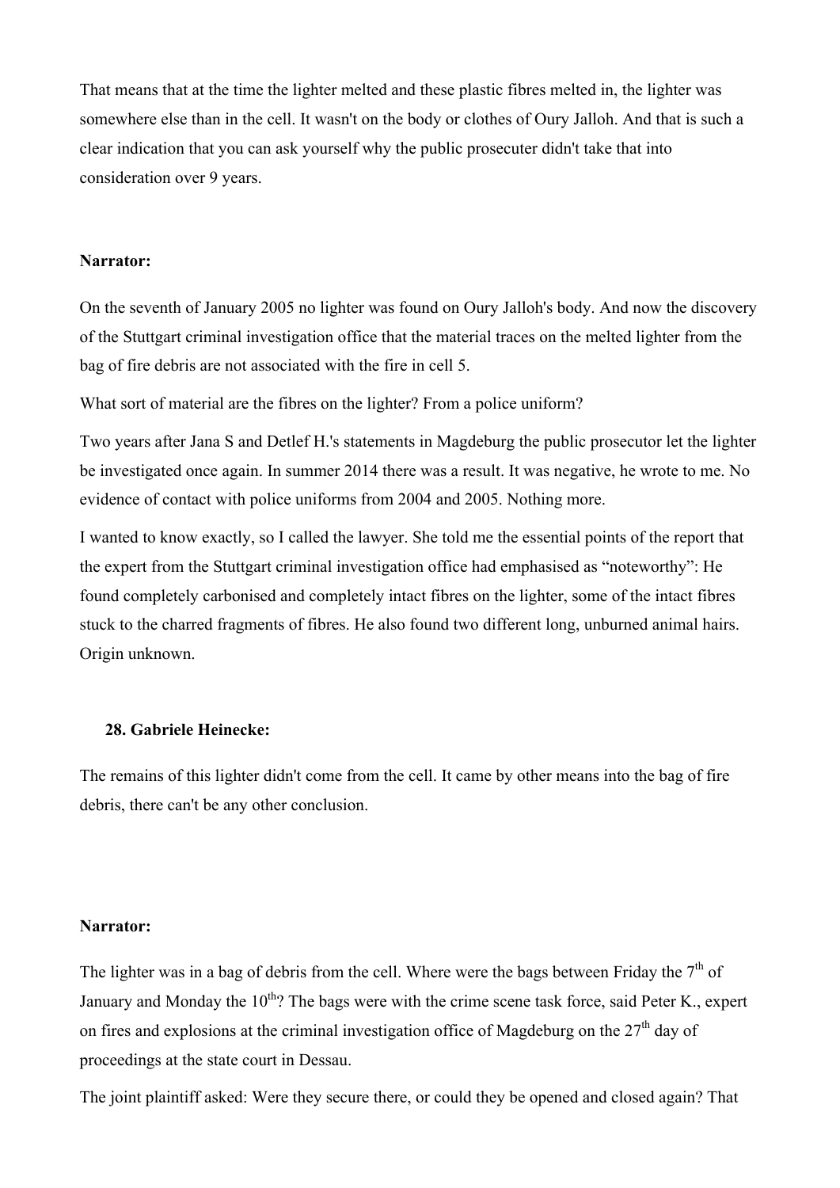That means that at the time the lighter melted and these plastic fibres melted in, the lighter was somewhere else than in the cell. It wasn't on the body or clothes of Oury Jalloh. And that is such a clear indication that you can ask yourself why the public prosecuter didn't take that into consideration over 9 years.

**Narrator:**

On the seventh of January 2005 no lighter was found on Oury Jalloh's body. And now the discovery of the Stuttgart criminal investigation office that the material traces on the melted lighter from the bag of fire debris are not associated with the fire in cell 5.

What sort of material are the fibres on the lighter? From a police uniform?

Two years after Jana S and Detlef H.'s statements in Magdeburg the public prosecutor let the lighter be investigated once again. In summer 2014 there was a result. It was negative, he wrote to me. No evidence of contact with police uniforms from 2004 and 2005. Nothing more.

I wanted to know exactly, so I called the lawyer. She told me the essential points of the report that the expert from the Stuttgart criminal investigation office had emphasised as "noteworthy": He found completely carbonised and completely intact fibres on the lighter, some of the intact fibres stuck to the charred fragments of fibres. He also found two different long, unburned animal hairs. Origin unknown.

**28. Gabriele Heinecke:**

The remains of this lighter didn't come from the cell. It came by other means into the bag of fire debris, there can't be any other conclusion.

**Narrator:**

The lighter was in a bag of debris from the cell. Where were the bags between Friday the 7th of January and Monday the 10th? The bags were with the crime scene task force, said Peter K., expert on fires and explosions at the criminal investigation office of Magdeburg on the 27th day of proceedings at the state court in Dessau.

The joint plaintiff asked: Were they secure there, or could they be opened and closed again? That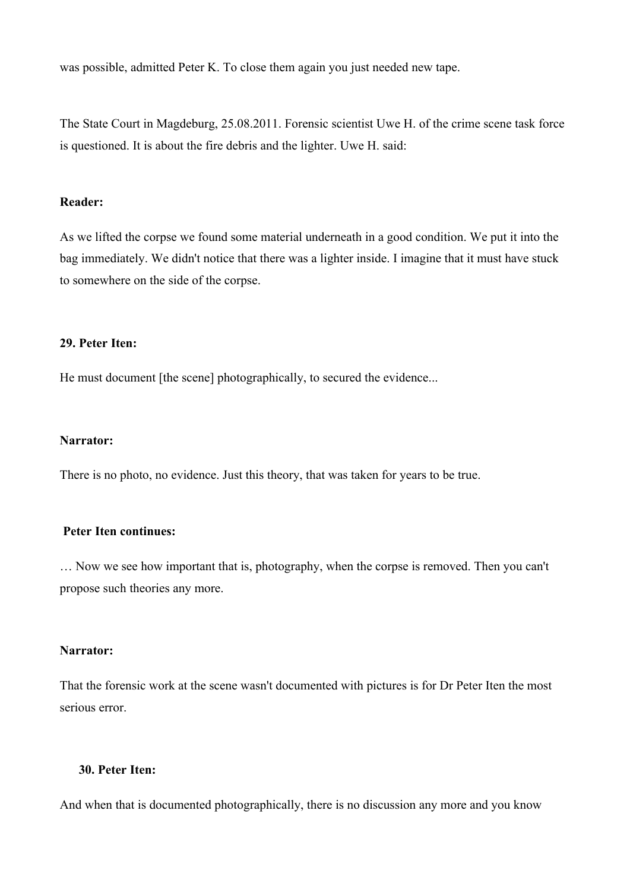was possible, admitted Peter K. To close them again you just needed new tape.

The State Court in Magdeburg, 25.08.2011. Forensic scientist Uwe H. of the crime scene task force is questioned. It is about the fire debris and the lighter. Uwe H. said:

**Reader:**

As we lifted the corpse we found some material underneath in a good condition. We put it into the bag immediately. We didn't notice that there was a lighter inside. I imagine that it must have stuck to somewhere on the side of the corpse.

**29. Peter Iten:**

He must document [the scene] photographically, to secured the evidence...

**Narrator:**

There is no photo, no evidence. Just this theory, that was taken for years to be true.

**Peter Iten continues:**

… Now we see how important that is, photography, when the corpse is removed. Then you can't propose such theories any more.

**Narrator:**

That the forensic work at the scene wasn't documented with pictures is for Dr Peter Iten the most serious error.

**30. Peter Iten:**

And when that is documented photographically, there is no discussion any more and you know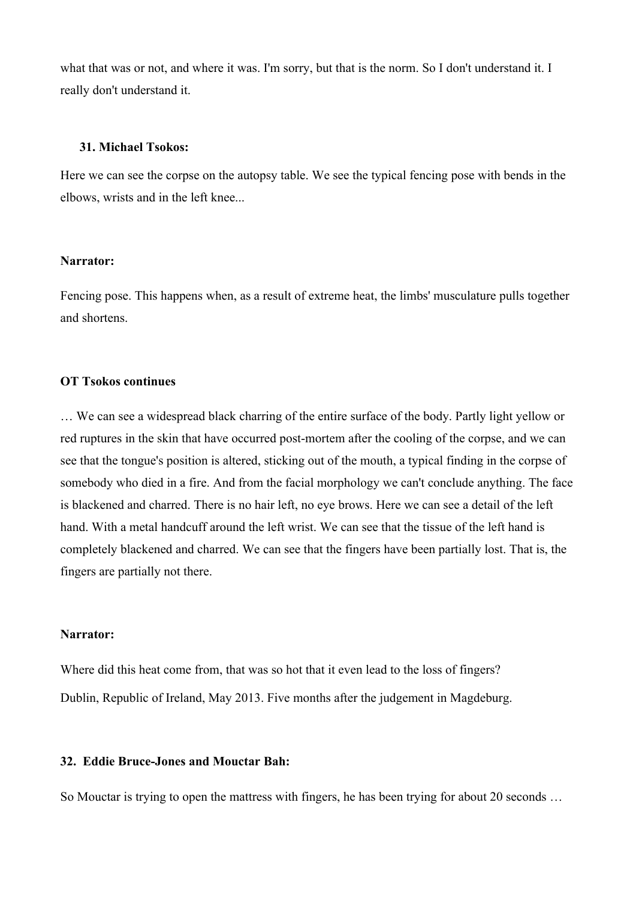what that was or not, and where it was. I'm sorry, but that is the norm. So I don't understand it. I really don't understand it.

**31. Michael Tsokos:**

Here we can see the corpse on the autopsy table. We see the typical fencing pose with bends in the elbows, wrists and in the left knee...

**Narrator:**

Fencing pose. This happens when, as a result of extreme heat, the limbs' musculature pulls together and shortens.

**OT Tsokos continues**

… We can see a widespread black charring of the entire surface of the body. Partly light yellow or red ruptures in the skin that have occurred post-mortem after the cooling of the corpse, and we can see that the tongue's position is altered, sticking out of the mouth, a typical finding in the corpse of somebody who died in a fire. And from the facial morphology we can't conclude anything. The face is blackened and charred. There is no hair left, no eye brows. Here we can see a detail of the left hand. With a metal handcuff around the left wrist. We can see that the tissue of the left hand is completely blackened and charred. We can see that the fingers have been partially lost. That is, the fingers are partially not there.

**Narrator:**

Where did this heat come from, that was so hot that it even lead to the loss of fingers?
Dublin, Republic of Ireland, May 2013. Five months after the judgement in Magdeburg.

**32. Eddie Bruce-Jones and Mouctar Bah:**

So Mouctar is trying to open the mattress with fingers, he has been trying for about 20 seconds …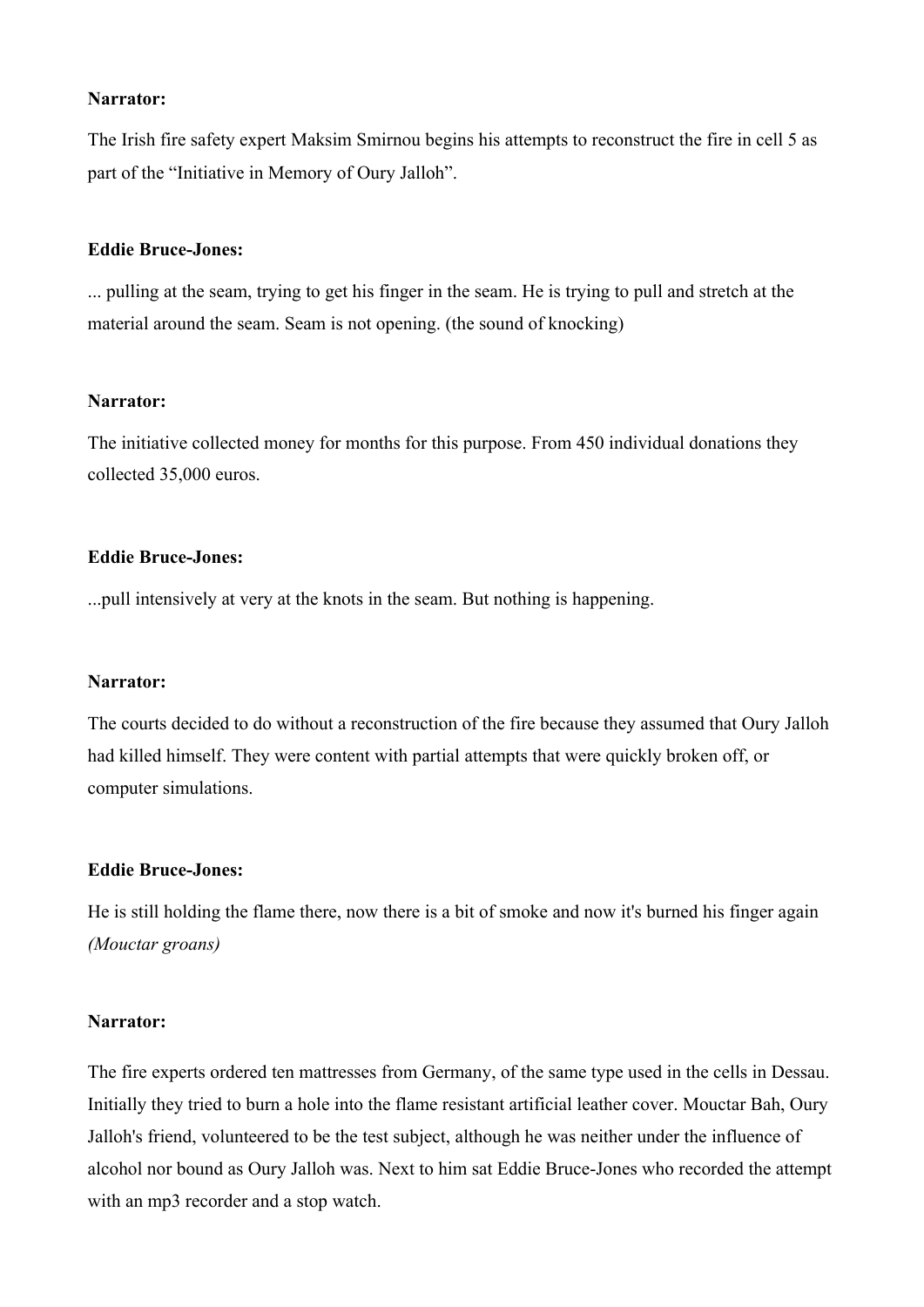**Narrator:**

The Irish fire safety expert Maksim Smirnou begins his attempts to reconstruct the fire in cell 5 as part of the "Initiative in Memory of Oury Jalloh".

**Eddie Bruce-Jones:**

... pulling at the seam, trying to get his finger in the seam. He is trying to pull and stretch at the material around the seam. Seam is not opening. (the sound of knocking)

**Narrator:**

The initiative collected money for months for this purpose. From 450 individual donations they collected 35,000 euros.

**Eddie Bruce-Jones:**

...pull intensively at very at the knots in the seam. But nothing is happening.

**Narrator:**

The courts decided to do without a reconstruction of the fire because they assumed that Oury Jalloh had killed himself. They were content with partial attempts that were quickly broken off, or computer simulations.

**Eddie Bruce-Jones:**

He is still holding the flame there, now there is a bit of smoke and now it's burned his finger again *(Mouctar groans)*

**Narrator:**

The fire experts ordered ten mattresses from Germany, of the same type used in the cells in Dessau. Initially they tried to burn a hole into the flame resistant artificial leather cover. Mouctar Bah, Oury Jalloh's friend, volunteered to be the test subject, although he was neither under the influence of alcohol nor bound as Oury Jalloh was. Next to him sat Eddie Bruce-Jones who recorded the attempt with an mp3 recorder and a stop watch.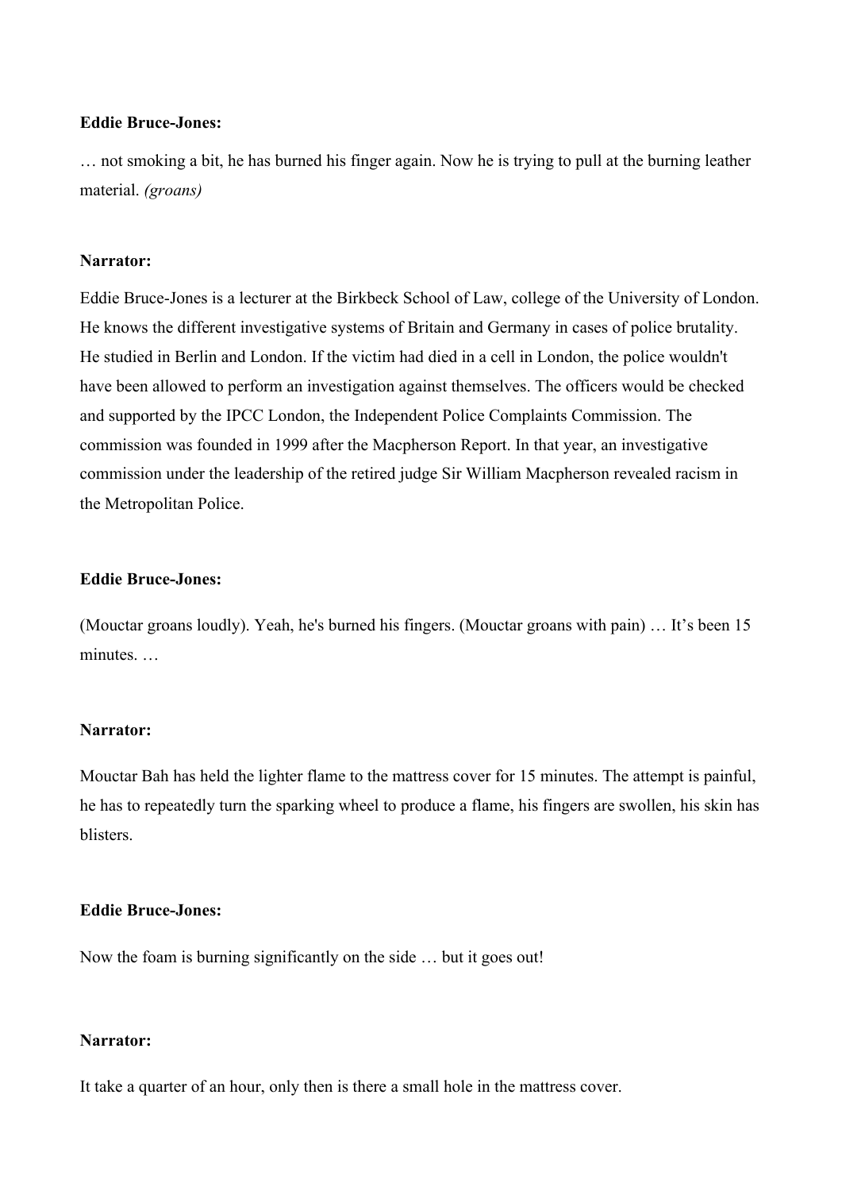**Eddie Bruce-Jones:**

… not smoking a bit, he has burned his finger again. Now he is trying to pull at the burning leather material. *(groans)*

**Narrator:**

Eddie Bruce-Jones is a lecturer at the Birkbeck School of Law, college of the University of London. He knows the different investigative systems of Britain and Germany in cases of police brutality. He studied in Berlin and London. If the victim had died in a cell in London, the police wouldn't have been allowed to perform an investigation against themselves. The officers would be checked and supported by the IPCC London, the Independent Police Complaints Commission. The commission was founded in 1999 after the Macpherson Report. In that year, an investigative commission under the leadership of the retired judge Sir William Macpherson revealed racism in the Metropolitan Police.

**Eddie Bruce-Jones:**

(Mouctar groans loudly). Yeah, he's burned his fingers. (Mouctar groans with pain) … It's been 15 minutes. …

**Narrator:**

Mouctar Bah has held the lighter flame to the mattress cover for 15 minutes. The attempt is painful, he has to repeatedly turn the sparking wheel to produce a flame, his fingers are swollen, his skin has blisters.

**Eddie Bruce-Jones:**

Now the foam is burning significantly on the side … but it goes out!

**Narrator:**

It take a quarter of an hour, only then is there a small hole in the mattress cover.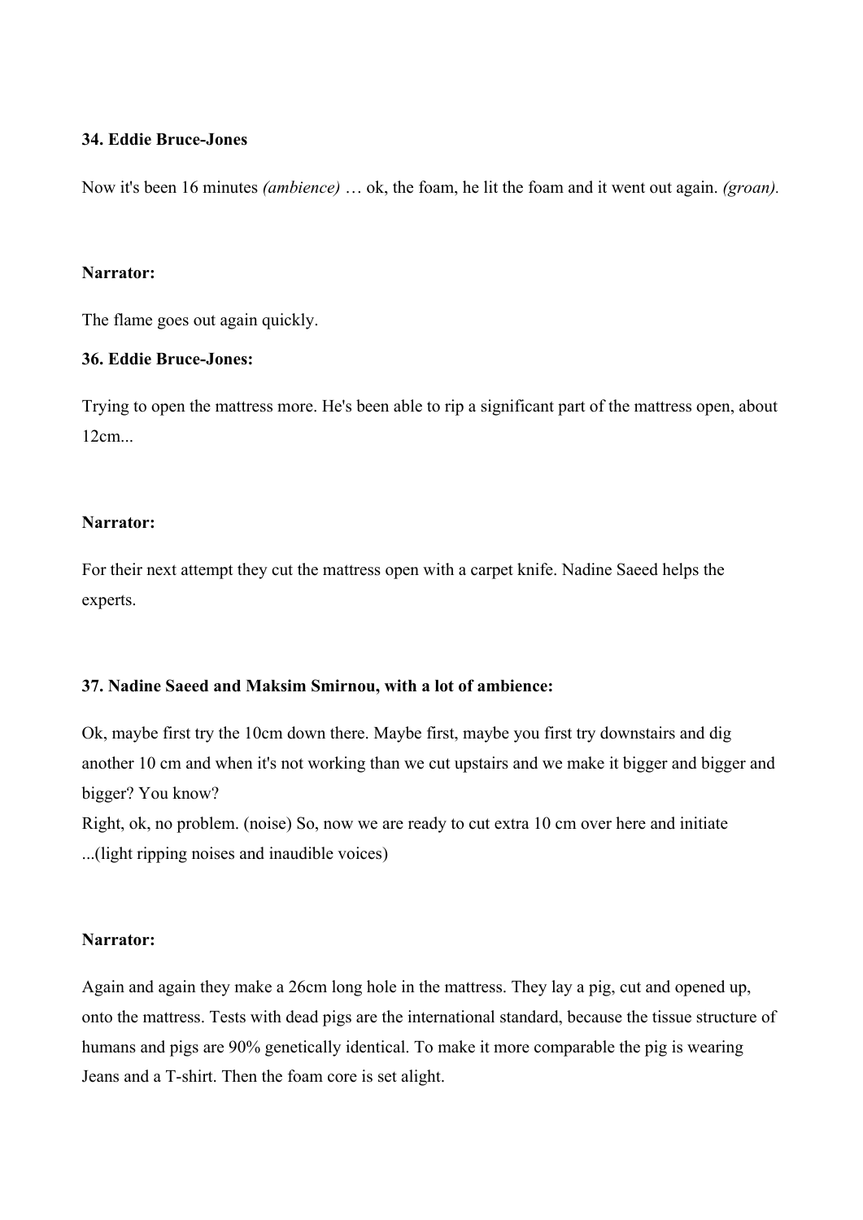**34. Eddie Bruce-Jones**

Now it's been 16 minutes *(ambience)* … ok, the foam, he lit the foam and it went out again. *(groan).*

**Narrator:**

The flame goes out again quickly.

**36. Eddie Bruce-Jones:**

Trying to open the mattress more. He's been able to rip a significant part of the mattress open, about 12cm...

**Narrator:**

For their next attempt they cut the mattress open with a carpet knife. Nadine Saeed helps the experts.

**37. Nadine Saeed and Maksim Smirnou, with a lot of ambience:**

Ok, maybe first try the 10cm down there. Maybe first, maybe you first try downstairs and dig another 10 cm and when it's not working than we cut upstairs and we make it bigger and bigger and bigger? You know?
Right, ok, no problem. (noise) So, now we are ready to cut extra 10 cm over here and initiate ...(light ripping noises and inaudible voices)

**Narrator:**

Again and again they make a 26cm long hole in the mattress. They lay a pig, cut and opened up, onto the mattress. Tests with dead pigs are the international standard, because the tissue structure of humans and pigs are 90% genetically identical. To make it more comparable the pig is wearing Jeans and a T-shirt. Then the foam core is set alight.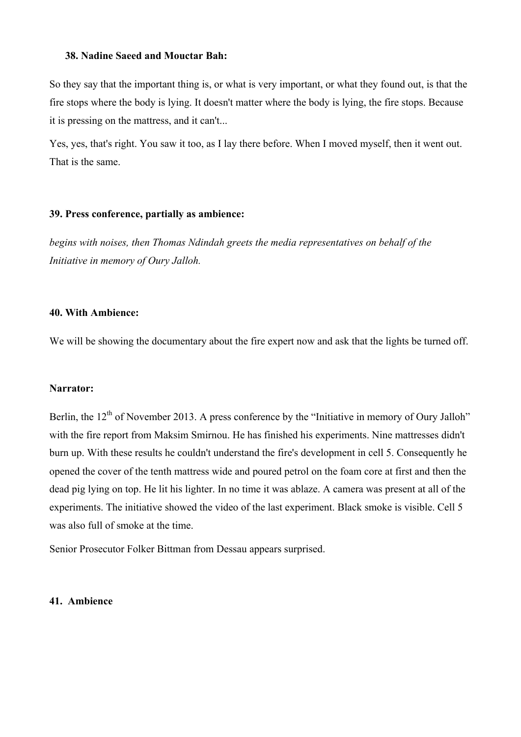**38. Nadine Saeed and Mouctar Bah:**

So they say that the important thing is, or what is very important, or what they found out, is that the fire stops where the body is lying. It doesn't matter where the body is lying, the fire stops. Because it is pressing on the mattress, and it can't...

Yes, yes, that's right. You saw it too, as I lay there before. When I moved myself, then it went out. That is the same.

**39. Press conference, partially as ambience:**

*begins with noises, then Thomas Ndindah greets the media representatives on behalf of the Initiative in memory of Oury Jalloh.*

**40. With Ambience:**

We will be showing the documentary about the fire expert now and ask that the lights be turned off.

**Narrator:**

Berlin, the 12th of November 2013. A press conference by the "Initiative in memory of Oury Jalloh" with the fire report from Maksim Smirnou. He has finished his experiments. Nine mattresses didn't burn up. With these results he couldn't understand the fire's development in cell 5. Consequently he opened the cover of the tenth mattress wide and poured petrol on the foam core at first and then the dead pig lying on top. He lit his lighter. In no time it was ablaze. A camera was present at all of the experiments. The initiative showed the video of the last experiment. Black smoke is visible. Cell 5 was also full of smoke at the time.

Senior Prosecutor Folker Bittman from Dessau appears surprised.

**41. Ambience**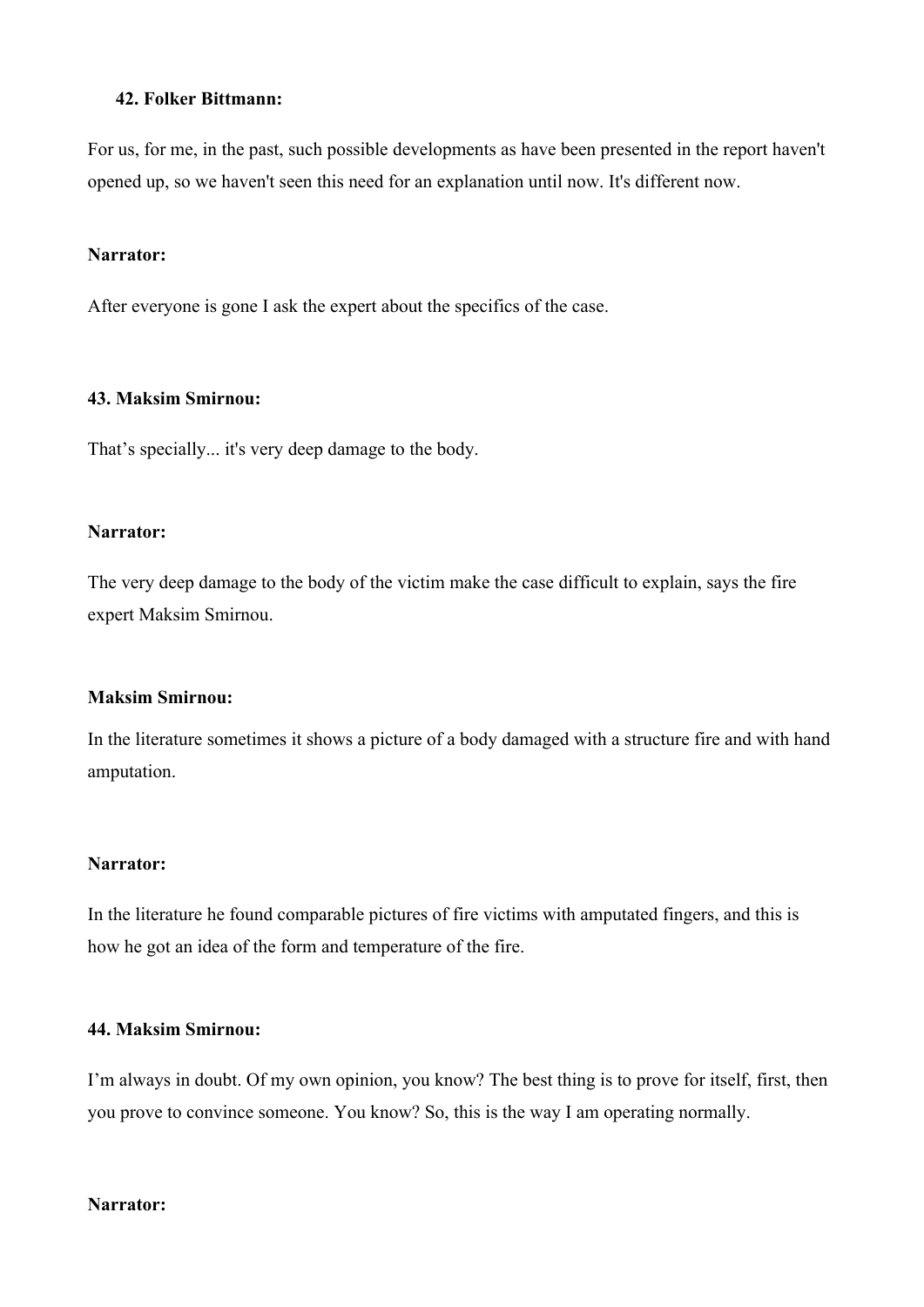**42. Folker Bittmann:**

For us, for me, in the past, such possible developments as have been presented in the report haven't opened up, so we haven't seen this need for an explanation until now. It's different now.

**Narrator:**

After everyone is gone I ask the expert about the specifics of the case.

**43. Maksim Smirnou:**

That's specially... it's very deep damage to the body.

**Narrator:**

The very deep damage to the body of the victim make the case difficult to explain, says the fire expert Maksim Smirnou.

**Maksim Smirnou:**

In the literature sometimes it shows a picture of a body damaged with a structure fire and with hand amputation.

**Narrator:**

In the literature he found comparable pictures of fire victims with amputated fingers, and this is how he got an idea of the form and temperature of the fire.

**44. Maksim Smirnou:**

I'm always in doubt. Of my own opinion, you know? The best thing is to prove for itself, first, then you prove to convince someone. You know? So, this is the way I am operating normally.

**Narrator:**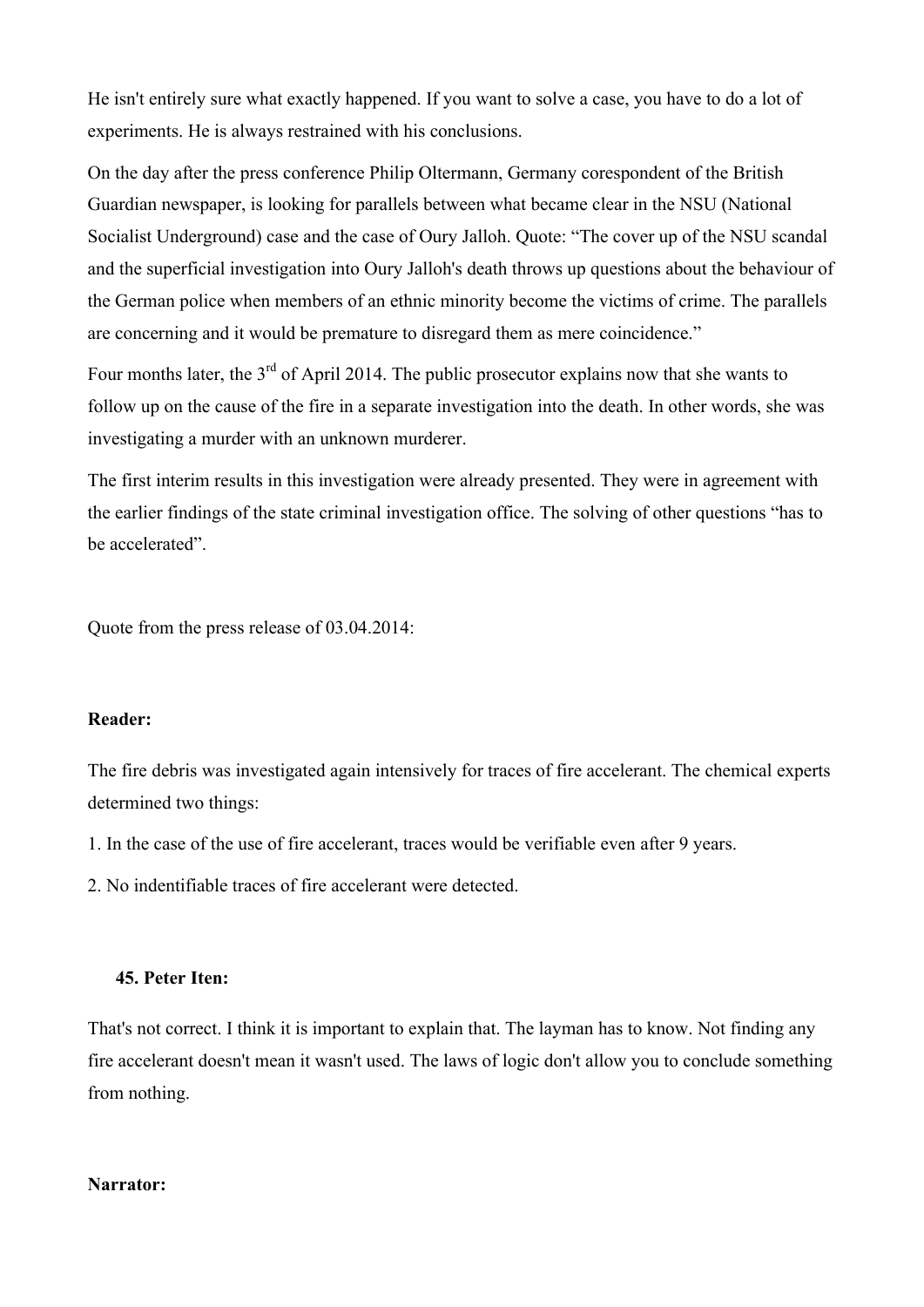He isn't entirely sure what exactly happened. If you want to solve a case, you have to do a lot of experiments. He is always restrained with his conclusions.

On the day after the press conference Philip Oltermann, Germany corespondent of the British Guardian newspaper, is looking for parallels between what became clear in the NSU (National Socialist Underground) case and the case of Oury Jalloh. Quote: "The cover up of the NSU scandal and the superficial investigation into Oury Jalloh's death throws up questions about the behaviour of the German police when members of an ethnic minority become the victims of crime. The parallels are concerning and it would be premature to disregard them as mere coincidence."

Four months later, the 3rd of April 2014. The public prosecutor explains now that she wants to follow up on the cause of the fire in a separate investigation into the death. In other words, she was investigating a murder with an unknown murderer.

The first interim results in this investigation were already presented. They were in agreement with the earlier findings of the state criminal investigation office. The solving of other questions "has to be accelerated".

Quote from the press release of 03.04.2014:

**Reader:**

The fire debris was investigated again intensively for traces of fire accelerant. The chemical experts determined two things:

1. In the case of the use of fire accelerant, traces would be verifiable even after 9 years.
2. No indentifiable traces of fire accelerant were detected.

**45. Peter Iten:**

That's not correct. I think it is important to explain that. The layman has to know. Not finding any fire accelerant doesn't mean it wasn't used. The laws of logic don't allow you to conclude something from nothing.

**Narrator:**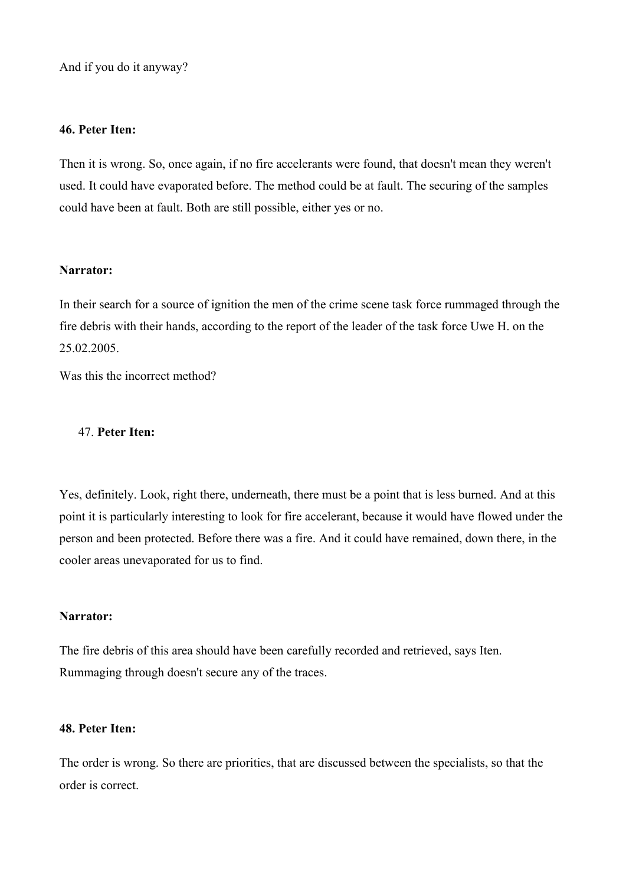And if you do it anyway?

**46. Peter Iten:**

Then it is wrong. So, once again, if no fire accelerants were found, that doesn't mean they weren't used. It could have evaporated before. The method could be at fault. The securing of the samples could have been at fault. Both are still possible, either yes or no.

**Narrator:**

In their search for a source of ignition the men of the crime scene task force rummaged through the fire debris with their hands, according to the report of the leader of the task force Uwe H. on the 25.02.2005.

Was this the incorrect method?

47. **Peter Iten:**

Yes, definitely. Look, right there, underneath, there must be a point that is less burned. And at this point it is particularly interesting to look for fire accelerant, because it would have flowed under the person and been protected. Before there was a fire. And it could have remained, down there, in the cooler areas unevaporated for us to find.

**Narrator:**

The fire debris of this area should have been carefully recorded and retrieved, says Iten. Rummaging through doesn't secure any of the traces.

**48. Peter Iten:**

The order is wrong. So there are priorities, that are discussed between the specialists, so that the order is correct.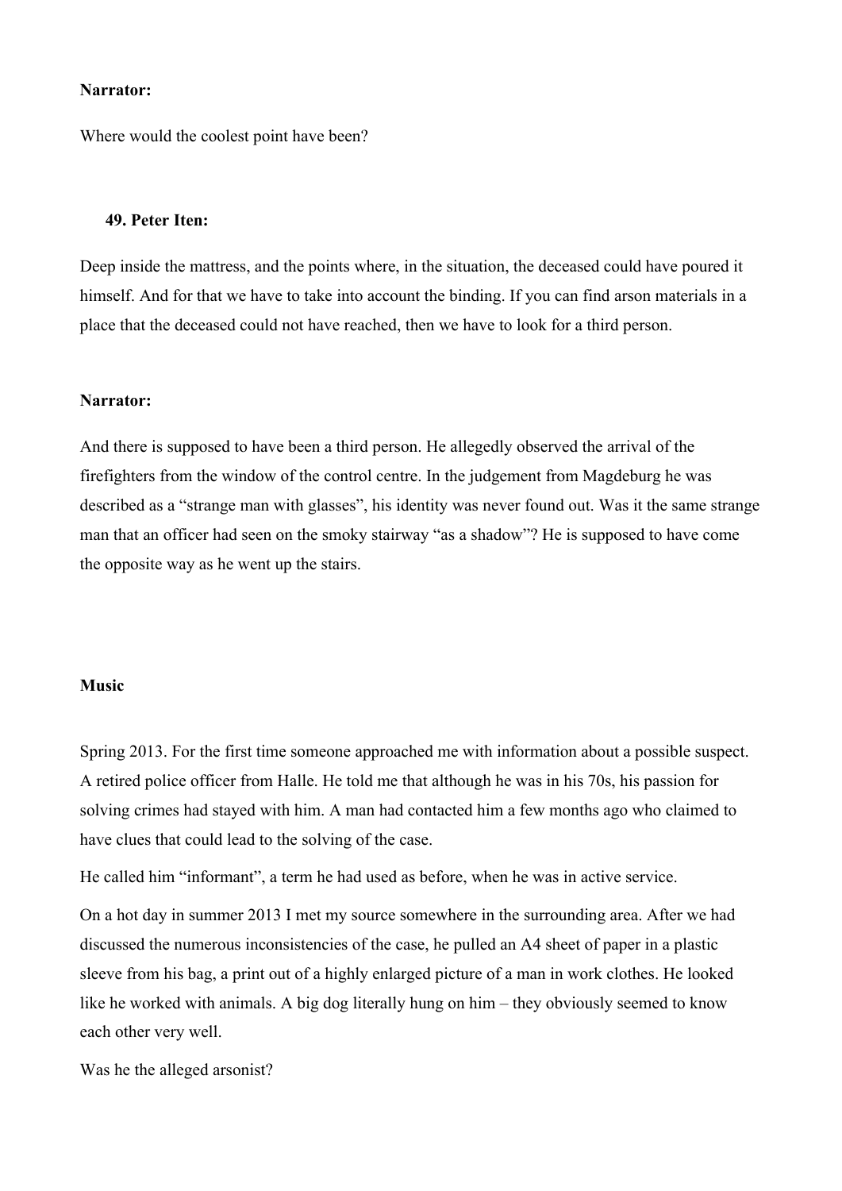**Narrator:**

Where would the coolest point have been?

**49. Peter Iten:**

Deep inside the mattress, and the points where, in the situation, the deceased could have poured it himself. And for that we have to take into account the binding. If you can find arson materials in a place that the deceased could not have reached, then we have to look for a third person.

**Narrator:**

And there is supposed to have been a third person. He allegedly observed the arrival of the firefighters from the window of the control centre. In the judgement from Magdeburg he was described as a "strange man with glasses", his identity was never found out. Was it the same strange man that an officer had seen on the smoky stairway "as a shadow"? He is supposed to have come the opposite way as he went up the stairs.

**Music**

Spring 2013. For the first time someone approached me with information about a possible suspect. A retired police officer from Halle. He told me that although he was in his 70s, his passion for solving crimes had stayed with him. A man had contacted him a few months ago who claimed to have clues that could lead to the solving of the case.

He called him "informant", a term he had used as before, when he was in active service.

On a hot day in summer 2013 I met my source somewhere in the surrounding area. After we had discussed the numerous inconsistencies of the case, he pulled an A4 sheet of paper in a plastic sleeve from his bag, a print out of a highly enlarged picture of a man in work clothes. He looked like he worked with animals. A big dog literally hung on him – they obviously seemed to know each other very well.

Was he the alleged arsonist?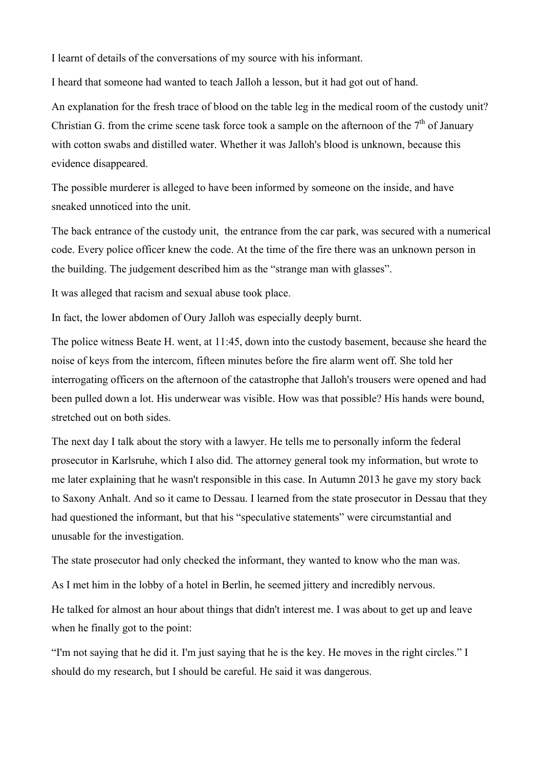I learnt of details of the conversations of my source with his informant.

I heard that someone had wanted to teach Jalloh a lesson, but it had got out of hand.

An explanation for the fresh trace of blood on the table leg in the medical room of the custody unit? Christian G. from the crime scene task force took a sample on the afternoon of the 7th of January with cotton swabs and distilled water. Whether it was Jalloh's blood is unknown, because this evidence disappeared.

The possible murderer is alleged to have been informed by someone on the inside, and have sneaked unnoticed into the unit.

The back entrance of the custody unit, the entrance from the car park, was secured with a numerical code. Every police officer knew the code. At the time of the fire there was an unknown person in the building. The judgement described him as the "strange man with glasses".

It was alleged that racism and sexual abuse took place.

In fact, the lower abdomen of Oury Jalloh was especially deeply burnt.

The police witness Beate H. went, at 11:45, down into the custody basement, because she heard the noise of keys from the intercom, fifteen minutes before the fire alarm went off. She told her interrogating officers on the afternoon of the catastrophe that Jalloh's trousers were opened and had been pulled down a lot. His underwear was visible. How was that possible? His hands were bound, stretched out on both sides.

The next day I talk about the story with a lawyer. He tells me to personally inform the federal prosecutor in Karlsruhe, which I also did. The attorney general took my information, but wrote to me later explaining that he wasn't responsible in this case. In Autumn 2013 he gave my story back to Saxony Anhalt. And so it came to Dessau. I learned from the state prosecutor in Dessau that they had questioned the informant, but that his "speculative statements" were circumstantial and unusable for the investigation.

The state prosecutor had only checked the informant, they wanted to know who the man was.

As I met him in the lobby of a hotel in Berlin, he seemed jittery and incredibly nervous.

He talked for almost an hour about things that didn't interest me. I was about to get up and leave when he finally got to the point:

"I'm not saying that he did it. I'm just saying that he is the key. He moves in the right circles." I should do my research, but I should be careful. He said it was dangerous.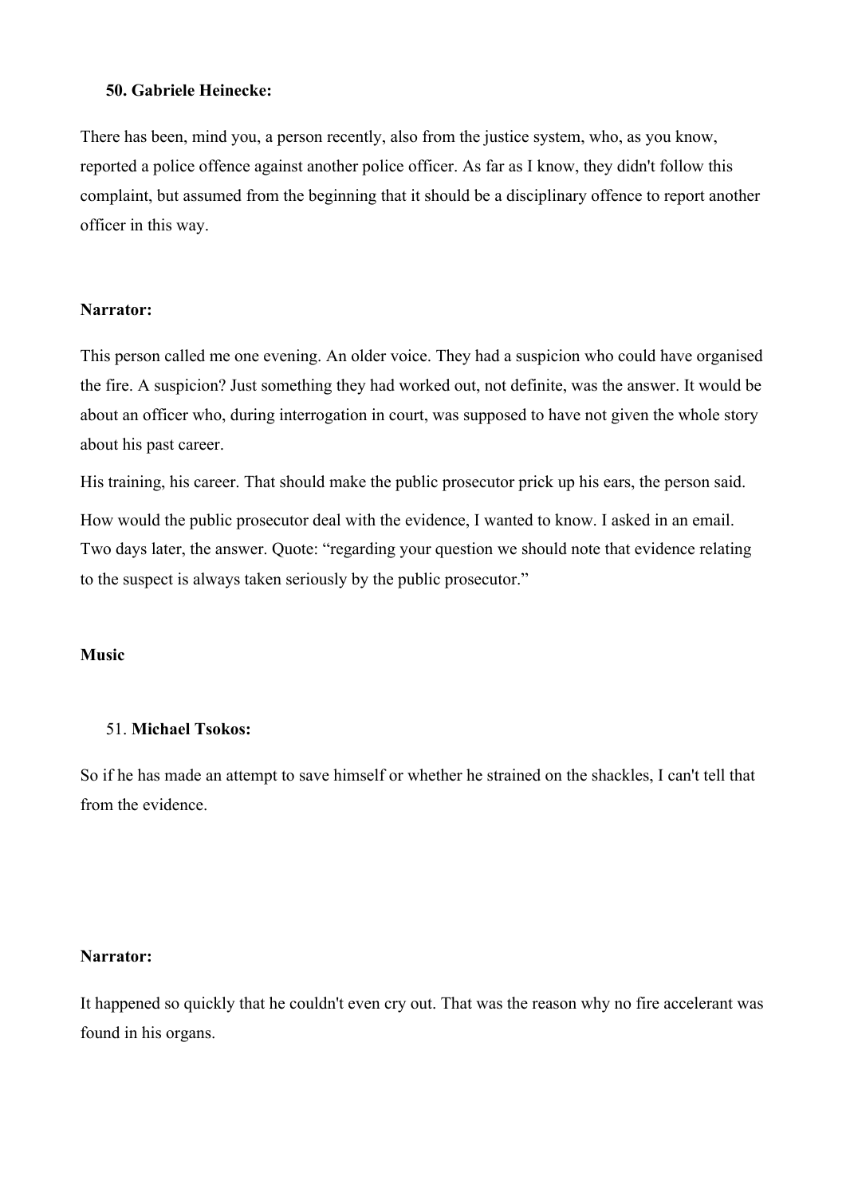**50. Gabriele Heinecke:**

There has been, mind you, a person recently, also from the justice system, who, as you know, reported a police offence against another police officer. As far as I know, they didn't follow this complaint, but assumed from the beginning that it should be a disciplinary offence to report another officer in this way.

**Narrator:**

This person called me one evening. An older voice. They had a suspicion who could have organised the fire. A suspicion? Just something they had worked out, not definite, was the answer. It would be about an officer who, during interrogation in court, was supposed to have not given the whole story about his past career.

His training, his career. That should make the public prosecutor prick up his ears, the person said.

How would the public prosecutor deal with the evidence, I wanted to know. I asked in an email. Two days later, the answer. Quote: "regarding your question we should note that evidence relating to the suspect is always taken seriously by the public prosecutor."

**Music**

51. **Michael Tsokos:**

So if he has made an attempt to save himself or whether he strained on the shackles, I can't tell that from the evidence.

**Narrator:**

It happened so quickly that he couldn't even cry out. That was the reason why no fire accelerant was found in his organs.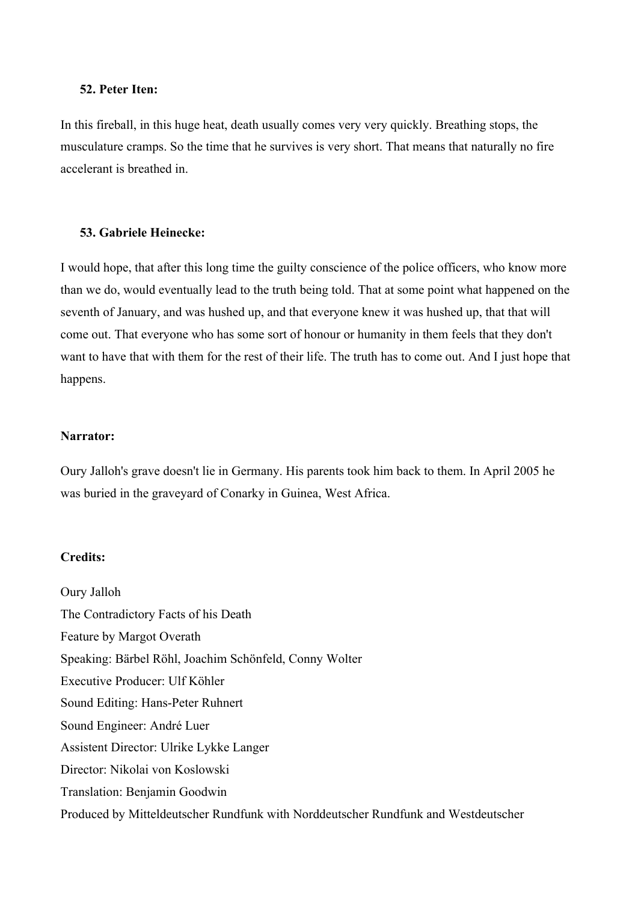**52. Peter Iten:**

In this fireball, in this huge heat, death usually comes very very quickly. Breathing stops, the musculature cramps. So the time that he survives is very short. That means that naturally no fire accelerant is breathed in.

**53. Gabriele Heinecke:**

I would hope, that after this long time the guilty conscience of the police officers, who know more than we do, would eventually lead to the truth being told. That at some point what happened on the seventh of January, and was hushed up, and that everyone knew it was hushed up, that that will come out. That everyone who has some sort of honour or humanity in them feels that they don't want to have that with them for the rest of their life. The truth has to come out. And I just hope that happens.

**Narrator:**

Oury Jalloh's grave doesn't lie in Germany. His parents took him back to them. In April 2005 he was buried in the graveyard of Conarky in Guinea, West Africa.

**Credits:**

Oury Jalloh
The Contradictory Facts of his Death
Feature by Margot Overath
Speaking: Bärbel Röhl, Joachim Schönfeld, Conny Wolter
Executive Producer: Ulf Köhler
Sound Editing: Hans-Peter Ruhnert
Sound Engineer: André Luer
Assistent Director: Ulrike Lykke Langer
Director: Nikolai von Koslowski
Translation: Benjamin Goodwin
Produced by Mitteldeutscher Rundfunk with Norddeutscher Rundfunk and Westdeutscher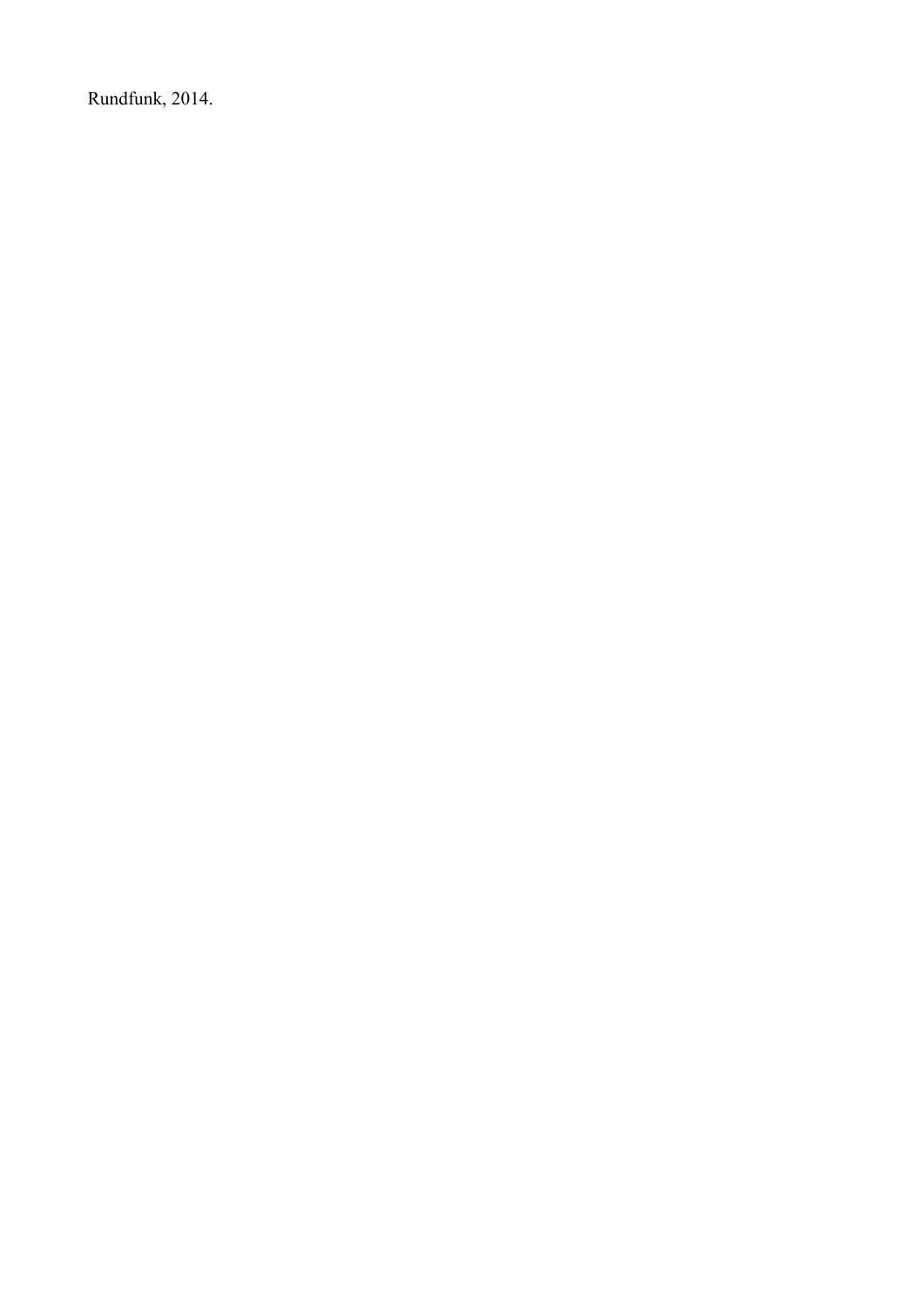Rundfunk, 2014.